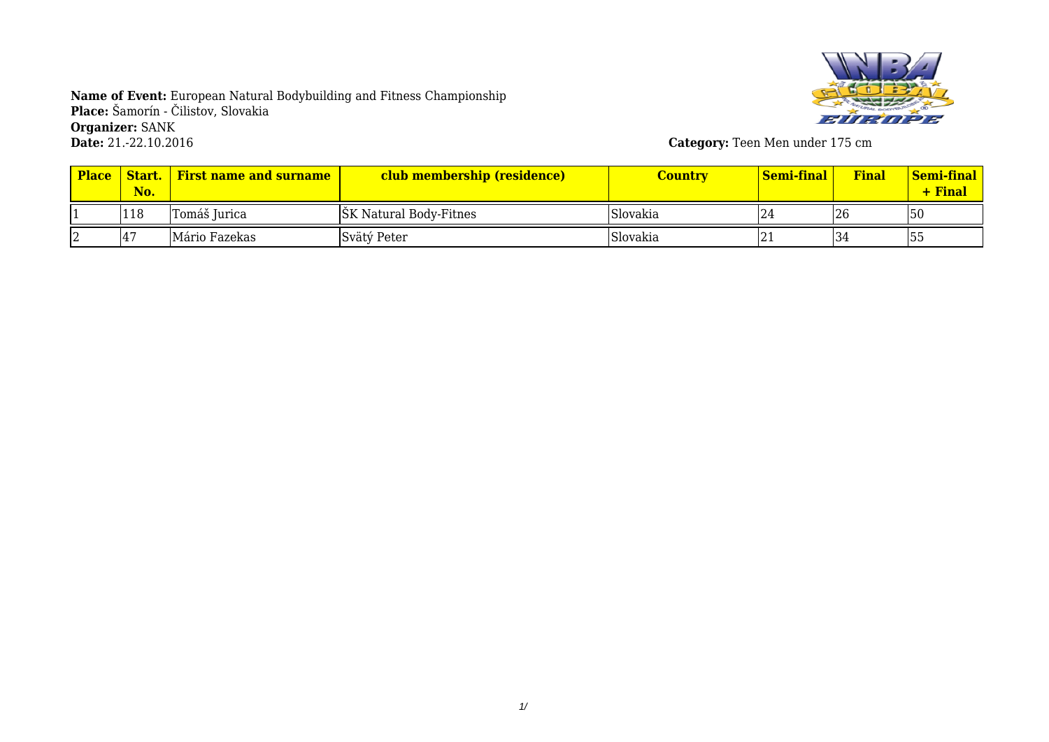**Name of Event:** European Natural Bodybuilding and Fitness Championship
**Place:** Šamorín - Čilistov, Slovakia
**Organizer:** SANK
**Date:** 21.-22.10.2016

**Category:** Teen Men under 175 cm

| Place | Start. No. | First name and surname | club membership (residence) | Country | Semi-final | Final | Semi-final + Final |
|---|---|---|---|---|---|---|---|
| 1 | 118 | Tomáš Jurica | ŠK Natural Body-Fitnes | Slovakia | 24 | 26 | 50 |
| 2 | 47 | Mário Fazekas | Svätý Peter | Slovakia | 21 | 34 | 55 |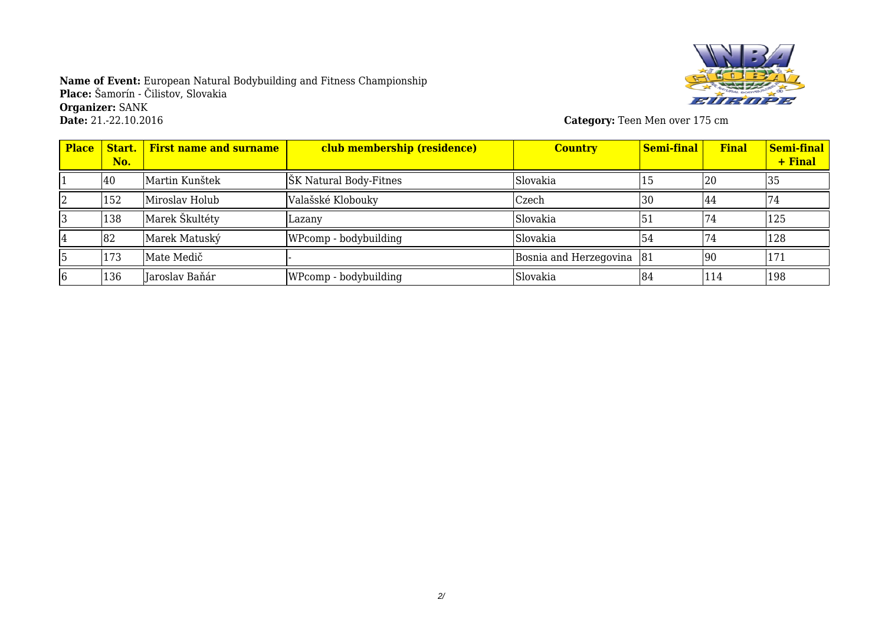**Name of Event:** European Natural Bodybuilding and Fitness Championship
**Place:** Šamorín - Čilistov, Slovakia
**Organizer:** SANK
**Date:** 21.-22.10.2016

**Category:** Teen Men over 175 cm

| Place | Start. No. | First name and surname | club membership (residence) | Country | Semi-final | Final | Semi-final + Final |
|---|---|---|---|---|---|---|---|
| 1 | 40 | Martin Kunštek | ŠK Natural Body-Fitnes | Slovakia | 15 | 20 | 35 |
| 2 | 152 | Miroslav Holub | Valašské Klobouky | Czech | 30 | 44 | 74 |
| 3 | 138 | Marek Škultéty | Lazany | Slovakia | 51 | 74 | 125 |
| 4 | 82 | Marek Matuský | WPcomp - bodybuilding | Slovakia | 54 | 74 | 128 |
| 5 | 173 | Mate Medič | - | Bosnia and Herzegovina | 81 | 90 | 171 |
| 6 | 136 | Jaroslav Baňár | WPcomp - bodybuilding | Slovakia | 84 | 114 | 198 |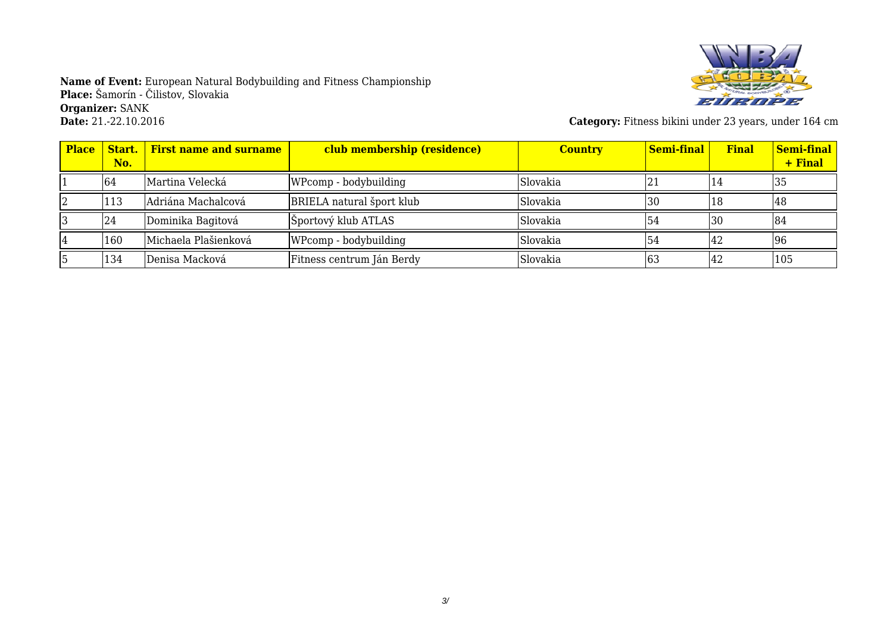**Name of Event:** European Natural Bodybuilding and Fitness Championship
**Place:** Šamorín - Čilistov, Slovakia
**Organizer:** SANK
**Date:** 21.-22.10.2016

**Category:** Fitness bikini under 23 years, under 164 cm

| Place | Start. No. | First name and surname | club membership (residence) | Country | Semi-final | Final | Semi-final + Final |
|---|---|---|---|---|---|---|---|
| 1 | 64 | Martina Velecká | WPcomp - bodybuilding | Slovakia | 21 | 14 | 35 |
| 2 | 113 | Adriána Machalcová | BRIELA natural šport klub | Slovakia | 30 | 18 | 48 |
| 3 | 24 | Dominika Bagitová | Športový klub ATLAS | Slovakia | 54 | 30 | 84 |
| 4 | 160 | Michaela Plašienková | WPcomp - bodybuilding | Slovakia | 54 | 42 | 96 |
| 5 | 134 | Denisa Macková | Fitness centrum Ján Berdy | Slovakia | 63 | 42 | 105 |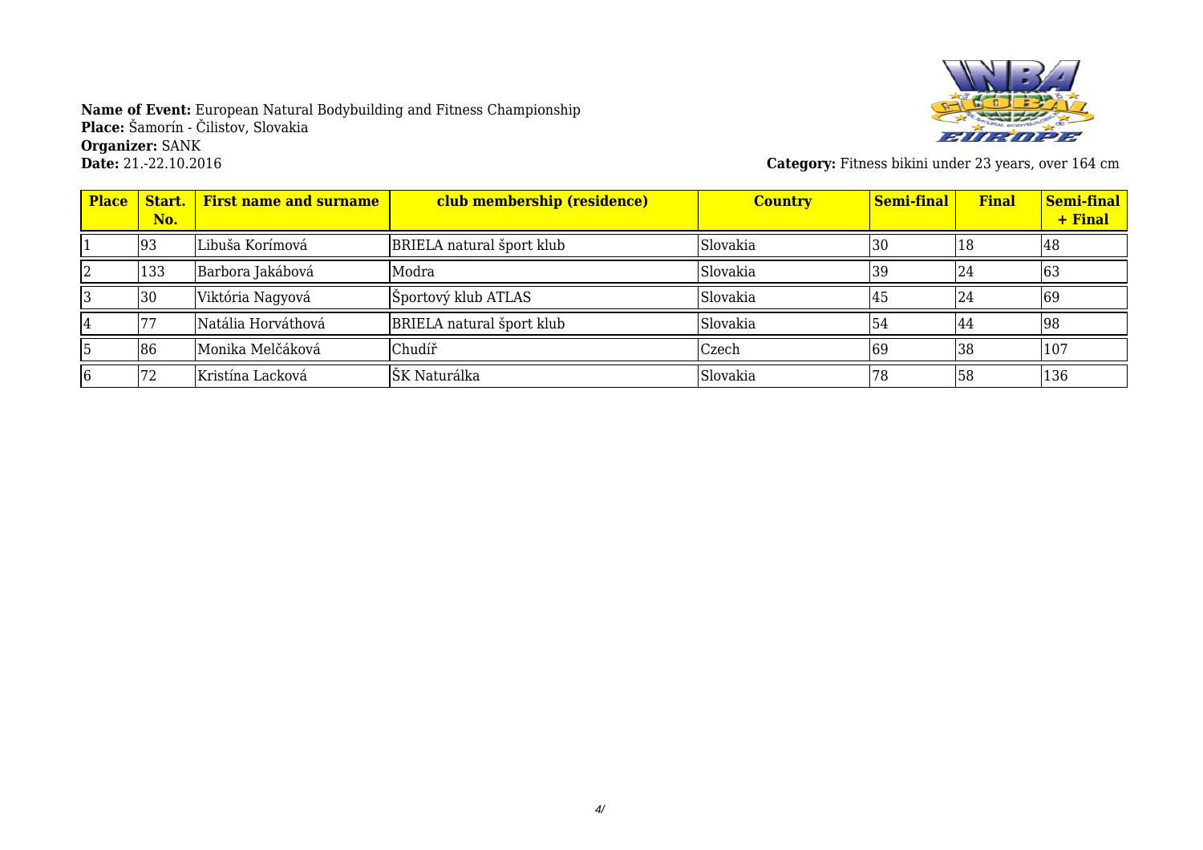**Name of Event:** European Natural Bodybuilding and Fitness Championship
**Place:** Šamorín - Čilistov, Slovakia
**Organizer:** SANK
**Date:** 21.-22.10.2016

**Category:** Fitness bikini under 23 years, over 164 cm

| Place | Start. No. | First name and surname | club membership (residence) | Country | Semi-final | Final | Semi-final + Final |
|---|---|---|---|---|---|---|---|
| 1 | 93 | Libuša Korímová | BRIELA natural šport klub | Slovakia | 30 | 18 | 48 |
| 2 | 133 | Barbora Jakábová | Modra | Slovakia | 39 | 24 | 63 |
| 3 | 30 | Viktória Nagyová | Športový klub ATLAS | Slovakia | 45 | 24 | 69 |
| 4 | 77 | Natália Horváthová | BRIELA natural šport klub | Slovakia | 54 | 44 | 98 |
| 5 | 86 | Monika Melčáková | Chudíř | Czech | 69 | 38 | 107 |
| 6 | 72 | Kristína Lacková | ŠK Naturálka | Slovakia | 78 | 58 | 136 |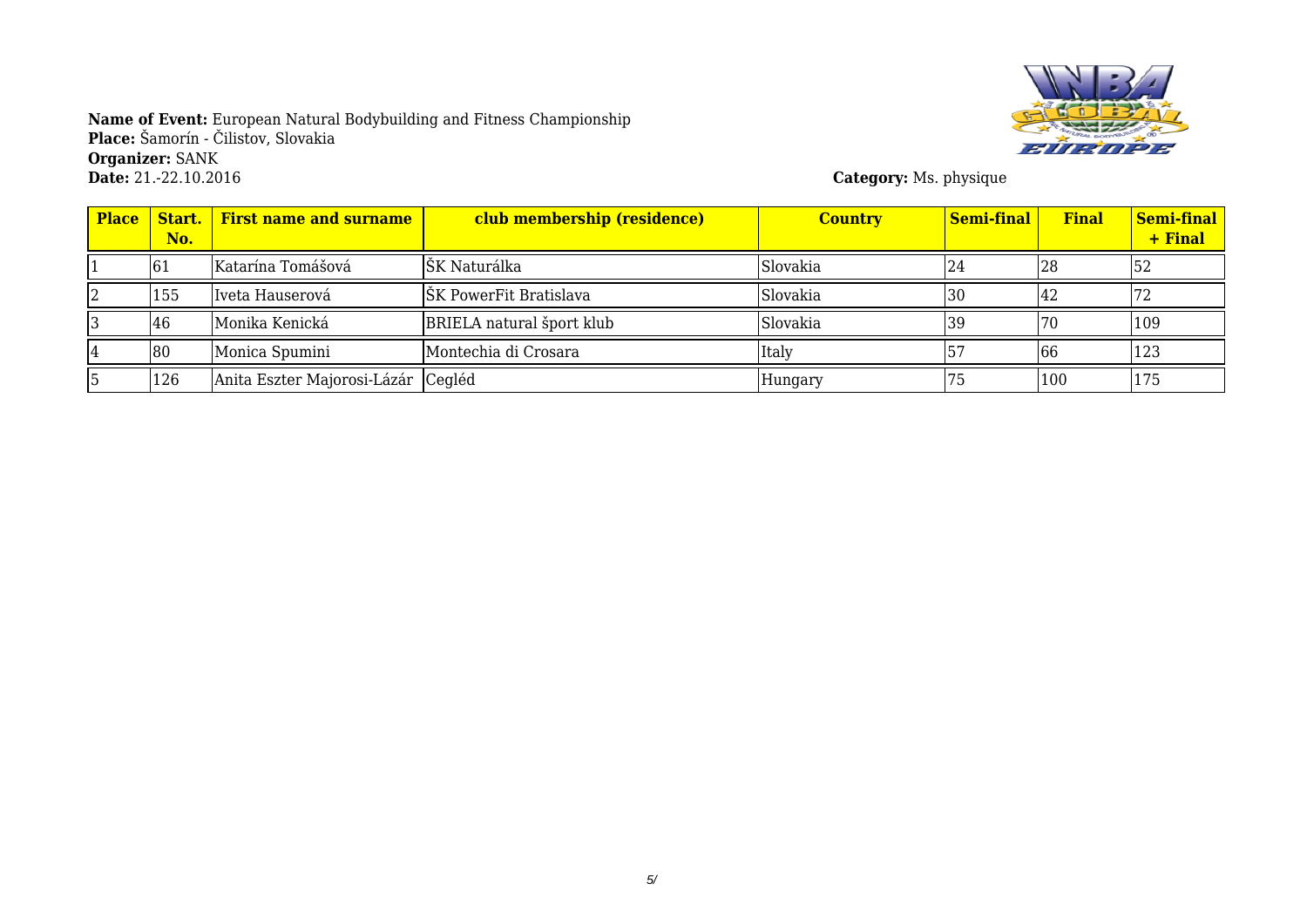**Name of Event:** European Natural Bodybuilding and Fitness Championship
**Place:** Šamorín - Čilistov, Slovakia
**Organizer:** SANK
**Date:** 21.-22.10.2016

**Category:** Ms. physique

| Place | Start. No. | First name and surname | club membership (residence) | Country | Semi-final | Final | Semi-final + Final |
|---|---|---|---|---|---|---|---|
| 1 | 61 | Katarína Tomášová | ŠK Naturálka | Slovakia | 24 | 28 | 52 |
| 2 | 155 | Iveta Hauserová | ŠK PowerFit Bratislava | Slovakia | 30 | 42 | 72 |
| 3 | 46 | Monika Kenická | BRIELA natural šport klub | Slovakia | 39 | 70 | 109 |
| 4 | 80 | Monica Spumini | Montechia di Crosara | Italy | 57 | 66 | 123 |
| 5 | 126 | Anita Eszter Majorosi-Lázár | Cegléd | Hungary | 75 | 100 | 175 |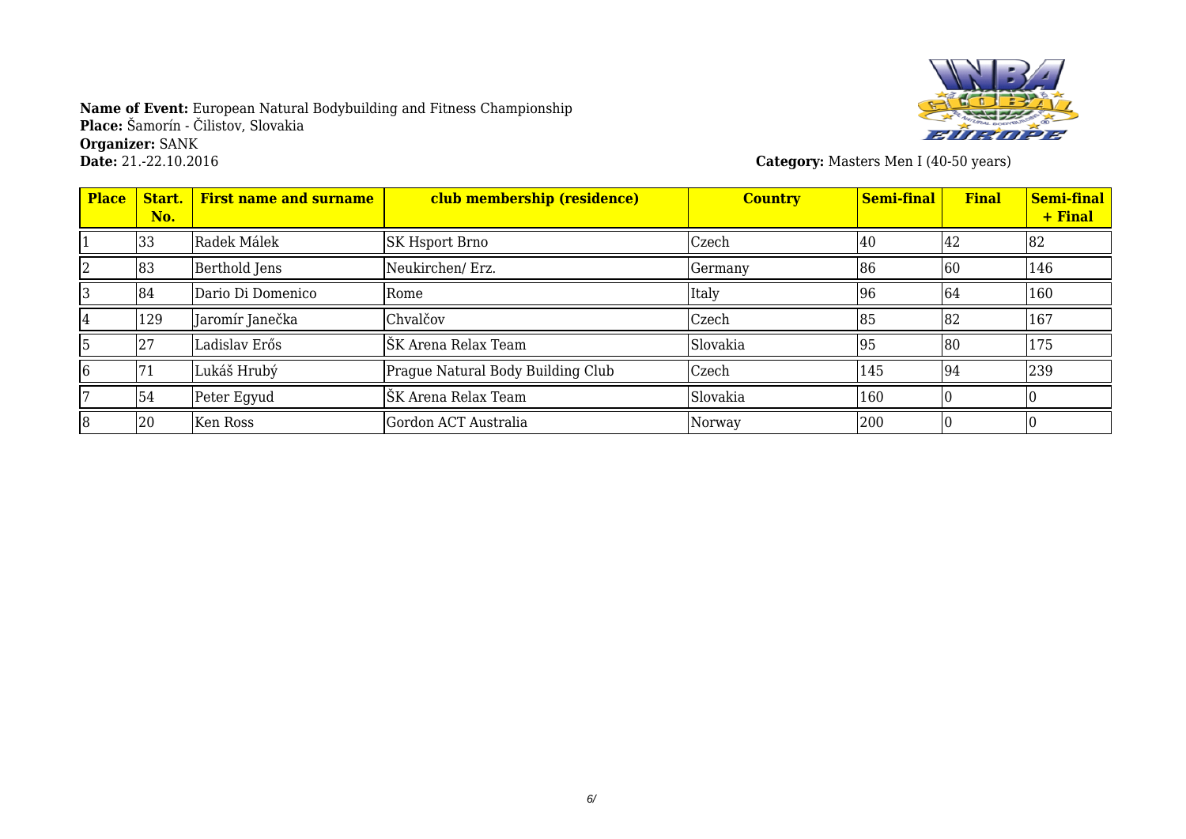**Name of Event:** European Natural Bodybuilding and Fitness Championship
**Place:** Šamorín - Čilistov, Slovakia
**Organizer:** SANK
**Date:** 21.-22.10.2016

**Category:** Masters Men I (40-50 years)

| Place | Start. No. | First name and surname | club membership (residence) | Country | Semi-final | Final | Semi-final + Final |
|---|---|---|---|---|---|---|---|
| 1 | 33 | Radek Málek | SK Hsport Brno | Czech | 40 | 42 | 82 |
| 2 | 83 | Berthold Jens | Neukirchen/ Erz. | Germany | 86 | 60 | 146 |
| 3 | 84 | Dario Di Domenico | Rome | Italy | 96 | 64 | 160 |
| 4 | 129 | Jaromír Janečka | Chvalčov | Czech | 85 | 82 | 167 |
| 5 | 27 | Ladislav Erős | ŠK Arena Relax Team | Slovakia | 95 | 80 | 175 |
| 6 | 71 | Lukáš Hrubý | Prague Natural Body Building Club | Czech | 145 | 94 | 239 |
| 7 | 54 | Peter Egyud | ŠK Arena Relax Team | Slovakia | 160 | 0 | 0 |
| 8 | 20 | Ken Ross | Gordon ACT Australia | Norway | 200 | 0 | 0 |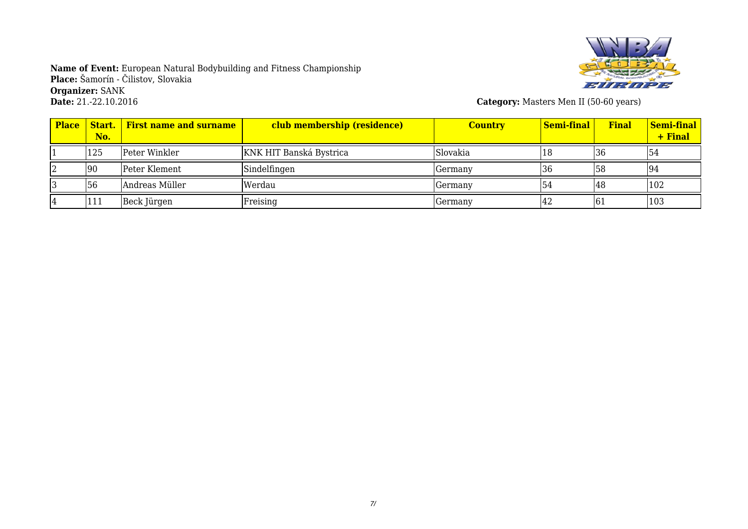**Name of Event:** European Natural Bodybuilding and Fitness Championship
**Place:** Šamorín - Čilistov, Slovakia
**Organizer:** SANK
**Date:** 21.-22.10.2016

**Category:** Masters Men II (50-60 years)

| Place | Start. No. | First name and surname | club membership (residence) | Country | Semi-final | Final | Semi-final + Final |
|---|---|---|---|---|---|---|---|
| 1 | 125 | Peter Winkler | KNK HIT Banská Bystrica | Slovakia | 18 | 36 | 54 |
| 2 | 90 | Peter Klement | Sindelfingen | Germany | 36 | 58 | 94 |
| 3 | 56 | Andreas Müller | Werdau | Germany | 54 | 48 | 102 |
| 4 | 111 | Beck Jürgen | Freising | Germany | 42 | 61 | 103 |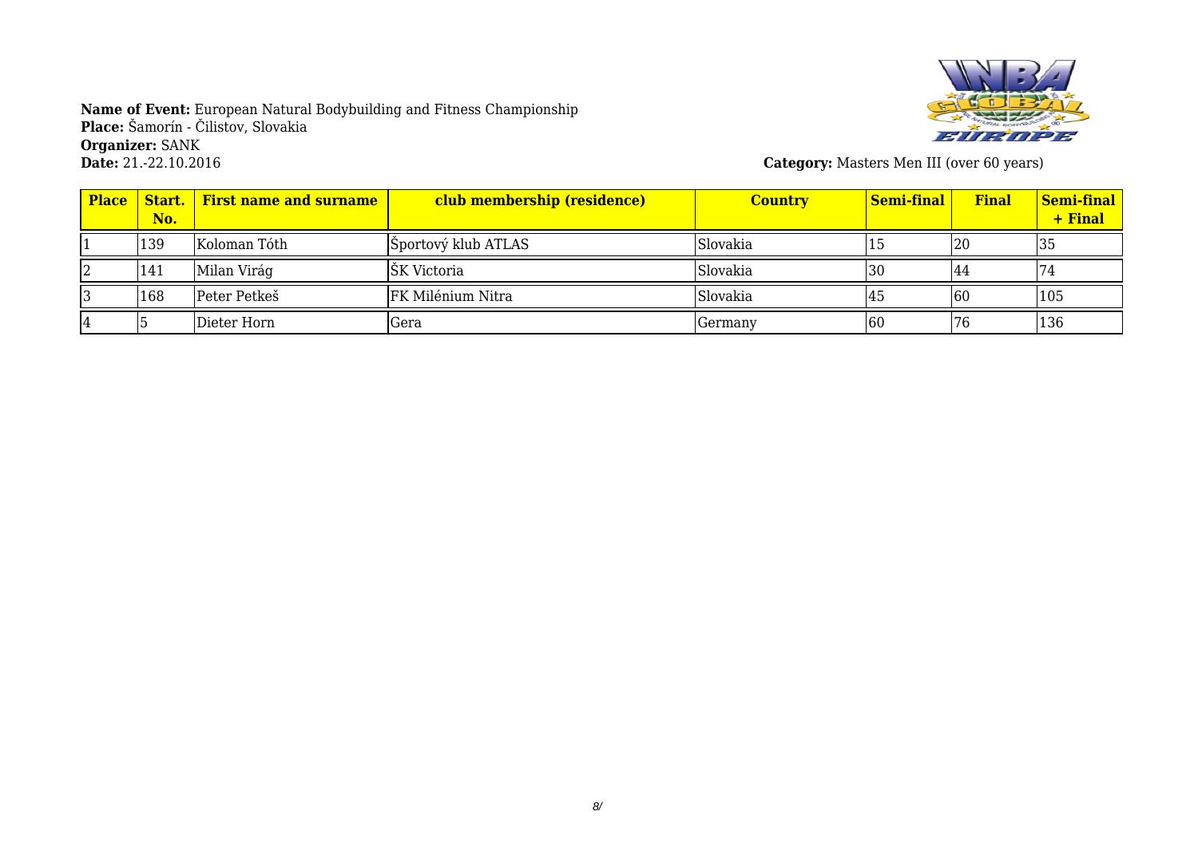**Name of Event:** European Natural Bodybuilding and Fitness Championship
**Place:** Šamorín - Čilistov, Slovakia
**Organizer:** SANK
**Date:** 21.-22.10.2016

**Category:** Masters Men III (over 60 years)

| Place | Start. No. | First name and surname | club membership (residence) | Country | Semi-final | Final | Semi-final + Final |
|---|---|---|---|---|---|---|---|
| 1 | 139 | Koloman Tóth | Športový klub ATLAS | Slovakia | 15 | 20 | 35 |
| 2 | 141 | Milan Virág | ŠK Victoria | Slovakia | 30 | 44 | 74 |
| 3 | 168 | Peter Petkeš | FK Milénium Nitra | Slovakia | 45 | 60 | 105 |
| 4 | 5 | Dieter Horn | Gera | Germany | 60 | 76 | 136 |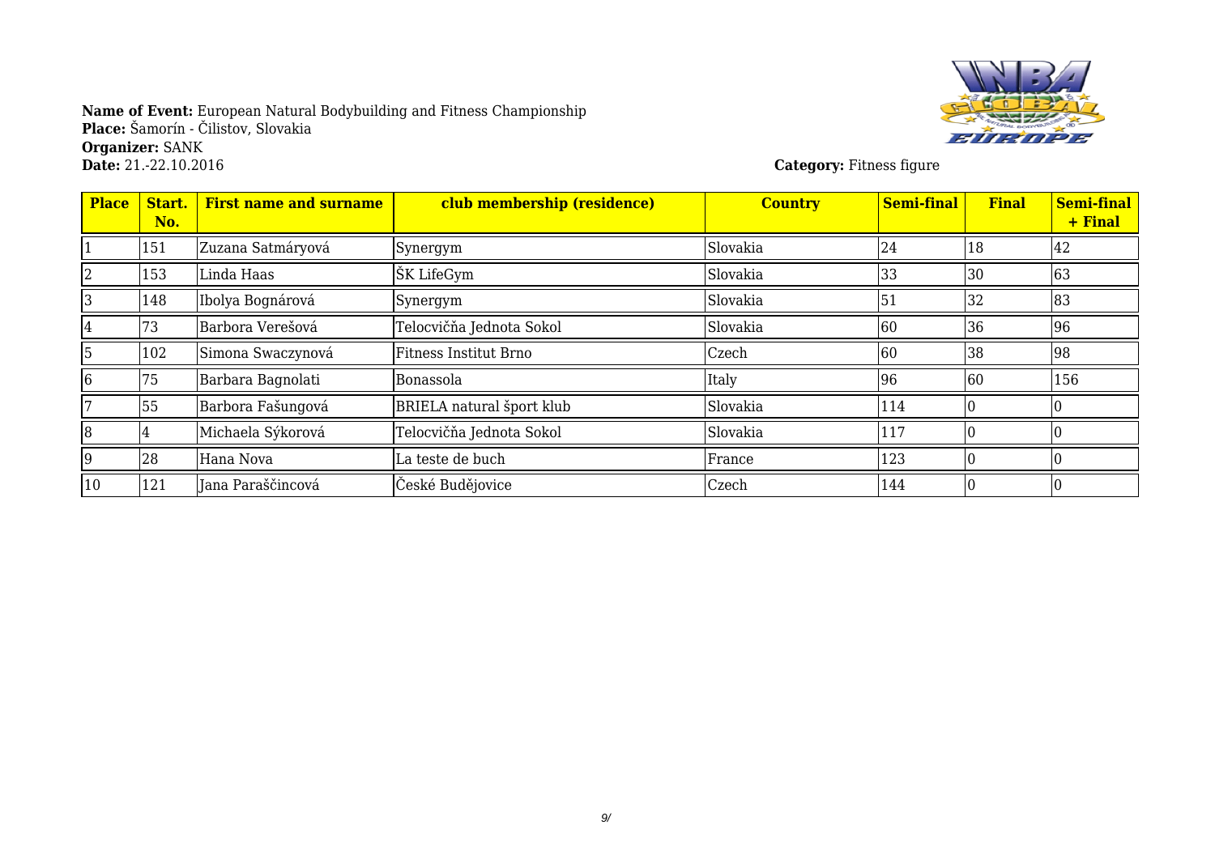**Name of Event:** European Natural Bodybuilding and Fitness Championship
**Place:** Šamorín - Čilistov, Slovakia
**Organizer:** SANK
**Date:** 21.-22.10.2016

**Category:** Fitness figure

| Place | Start. No. | First name and surname | club membership (residence) | Country | Semi-final | Final | Semi-final + Final |
|---|---|---|---|---|---|---|---|
| 1 | 151 | Zuzana Satmáryová | Synergym | Slovakia | 24 | 18 | 42 |
| 2 | 153 | Linda Haas | ŠK LifeGym | Slovakia | 33 | 30 | 63 |
| 3 | 148 | Ibolya Bognárová | Synergym | Slovakia | 51 | 32 | 83 |
| 4 | 73 | Barbora Verešová | Telocvičňa Jednota Sokol | Slovakia | 60 | 36 | 96 |
| 5 | 102 | Simona Swaczynová | Fitness Institut Brno | Czech | 60 | 38 | 98 |
| 6 | 75 | Barbara Bagnolati | Bonassola | Italy | 96 | 60 | 156 |
| 7 | 55 | Barbora Fašungová | BRIELA natural šport klub | Slovakia | 114 | 0 | 0 |
| 8 | 4 | Michaela Sýkorová | Telocvičňa Jednota Sokol | Slovakia | 117 | 0 | 0 |
| 9 | 28 | Hana Nova | La teste de buch | France | 123 | 0 | 0 |
| 10 | 121 | Jana Paraščincová | České Budějovice | Czech | 144 | 0 | 0 |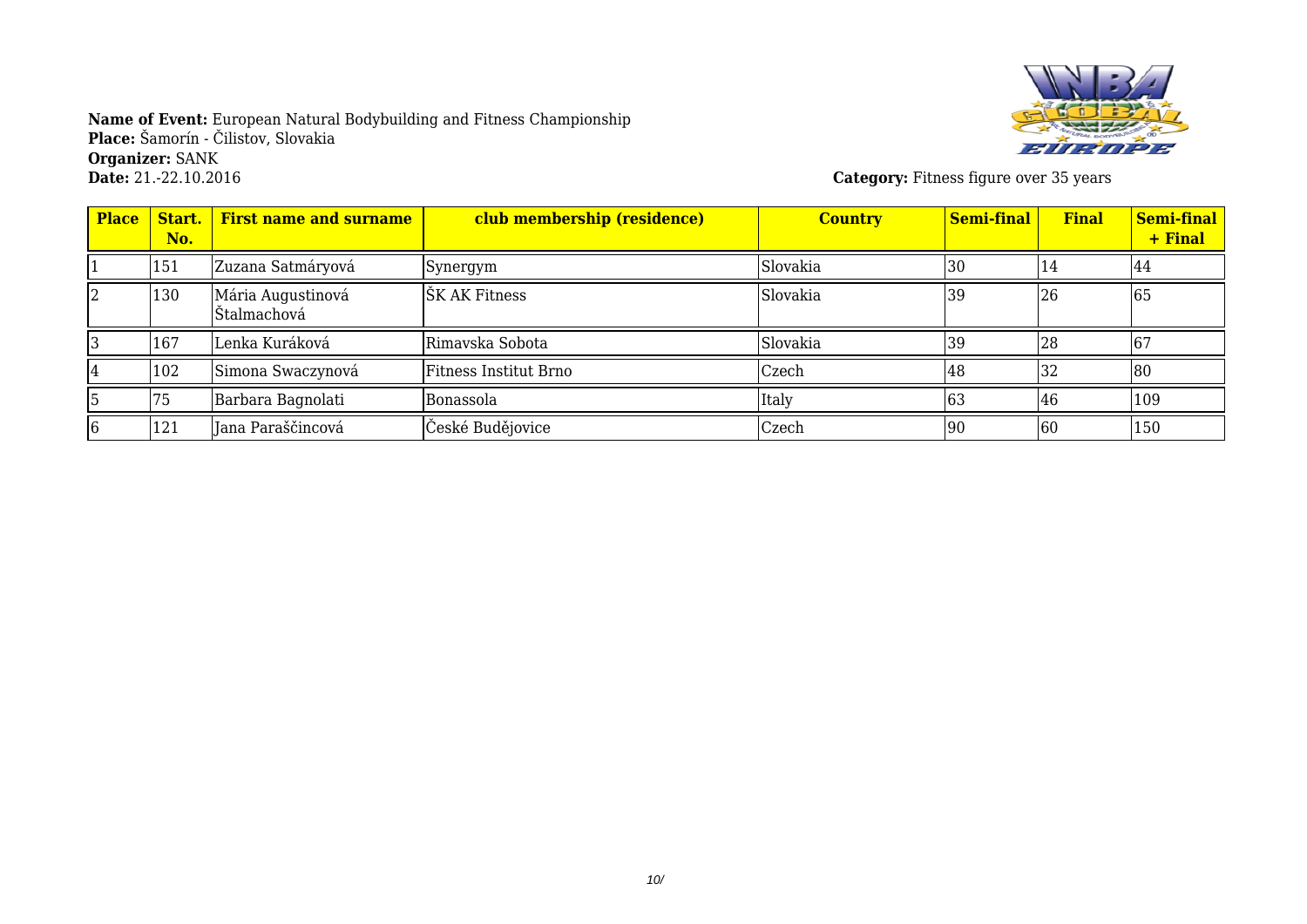**Name of Event:** European Natural Bodybuilding and Fitness Championship
**Place:** Šamorín - Čilistov, Slovakia
**Organizer:** SANK
**Date:** 21.-22.10.2016

**Category:** Fitness figure over 35 years

| Place | Start. No. | First name and surname | club membership (residence) | Country | Semi-final | Final | Semi-final + Final |
|---|---|---|---|---|---|---|---|
| 1 | 151 | Zuzana Satmáryová | Synergym | Slovakia | 30 | 14 | 44 |
| 2 | 130 | Mária Augustinová Štalmachová | ŠK AK Fitness | Slovakia | 39 | 26 | 65 |
| 3 | 167 | Lenka Kuráková | Rimavska Sobota | Slovakia | 39 | 28 | 67 |
| 4 | 102 | Simona Swaczynová | Fitness Institut Brno | Czech | 48 | 32 | 80 |
| 5 | 75 | Barbara Bagnolati | Bonassola | Italy | 63 | 46 | 109 |
| 6 | 121 | Jana Paraščincová | České Budějovice | Czech | 90 | 60 | 150 |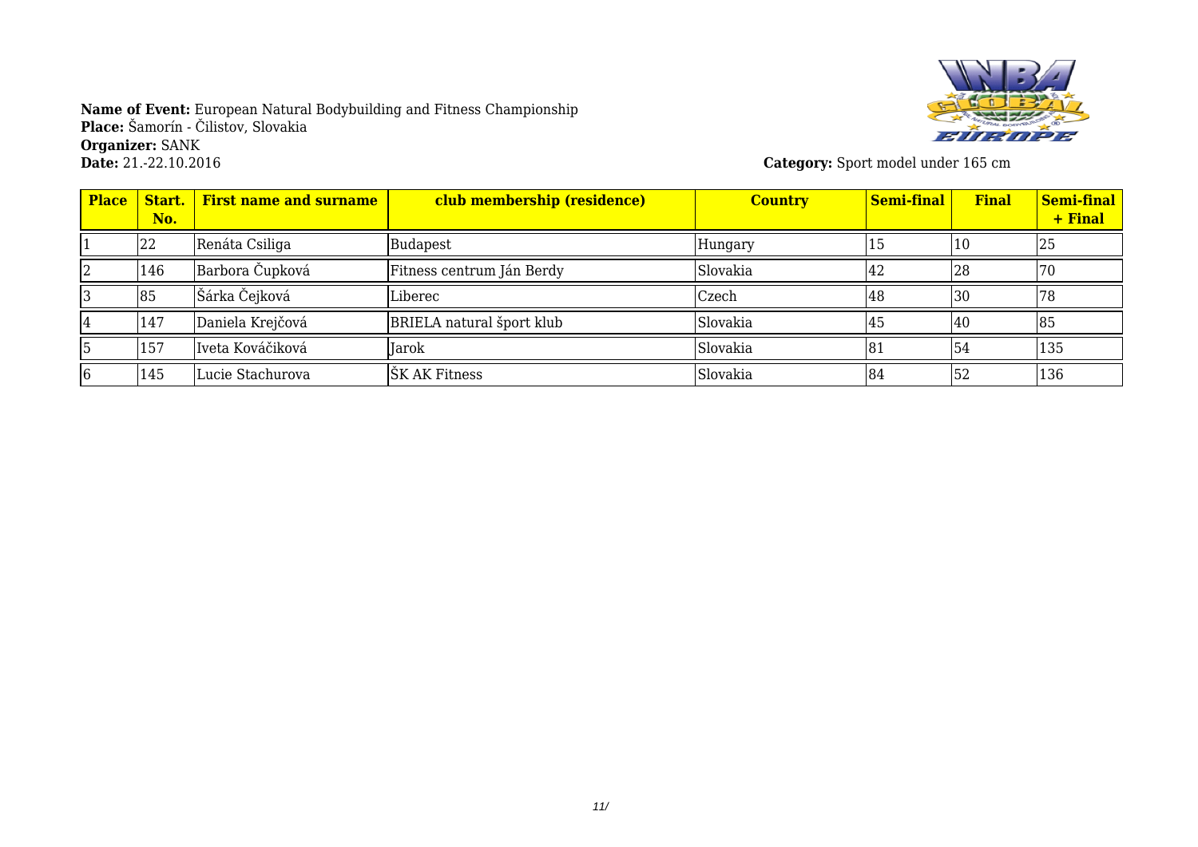**Name of Event:** European Natural Bodybuilding and Fitness Championship
**Place:** Šamorín - Čilistov, Slovakia
**Organizer:** SANK
**Date:** 21.-22.10.2016

**Category:** Sport model under 165 cm

| Place | Start. No. | First name and surname | club membership (residence) | Country | Semi-final | Final | Semi-final + Final |
|---|---|---|---|---|---|---|---|
| 1 | 22 | Renáta Csiliga | Budapest | Hungary | 15 | 10 | 25 |
| 2 | 146 | Barbora Čupková | Fitness centrum Ján Berdy | Slovakia | 42 | 28 | 70 |
| 3 | 85 | Šárka Čejková | Liberec | Czech | 48 | 30 | 78 |
| 4 | 147 | Daniela Krejčová | BRIELA natural šport klub | Slovakia | 45 | 40 | 85 |
| 5 | 157 | Iveta Kováčiková | Jarok | Slovakia | 81 | 54 | 135 |
| 6 | 145 | Lucie Stachurova | ŠK AK Fitness | Slovakia | 84 | 52 | 136 |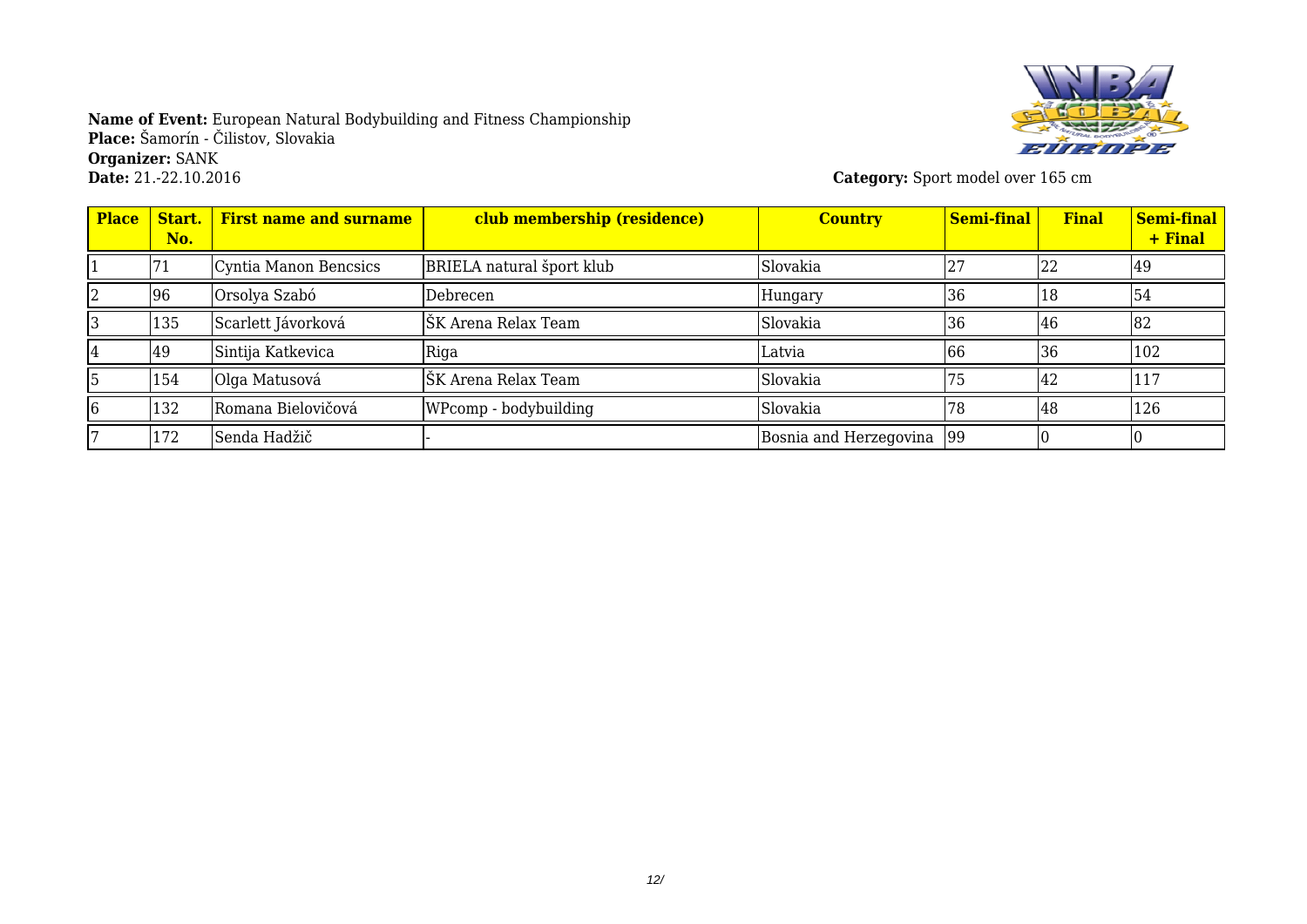**Name of Event:** European Natural Bodybuilding and Fitness Championship
**Place:** Šamorín - Čilistov, Slovakia
**Organizer:** SANK
**Date:** 21.-22.10.2016

**Category:** Sport model over 165 cm

| Place | Start. No. | First name and surname | club membership (residence) | Country | Semi-final | Final | Semi-final + Final |
|---|---|---|---|---|---|---|---|
| 1 | 71 | Cyntia Manon Bencsics | BRIELA natural šport klub | Slovakia | 27 | 22 | 49 |
| 2 | 96 | Orsolya Szabó | Debrecen | Hungary | 36 | 18 | 54 |
| 3 | 135 | Scarlett Jávorková | ŠK Arena Relax Team | Slovakia | 36 | 46 | 82 |
| 4 | 49 | Sintija Katkevica | Riga | Latvia | 66 | 36 | 102 |
| 5 | 154 | Olga Matusová | ŠK Arena Relax Team | Slovakia | 75 | 42 | 117 |
| 6 | 132 | Romana Bielovičová | WPcomp - bodybuilding | Slovakia | 78 | 48 | 126 |
| 7 | 172 | Senda Hadžič | - | Bosnia and Herzegovina | 99 | 0 | 0 |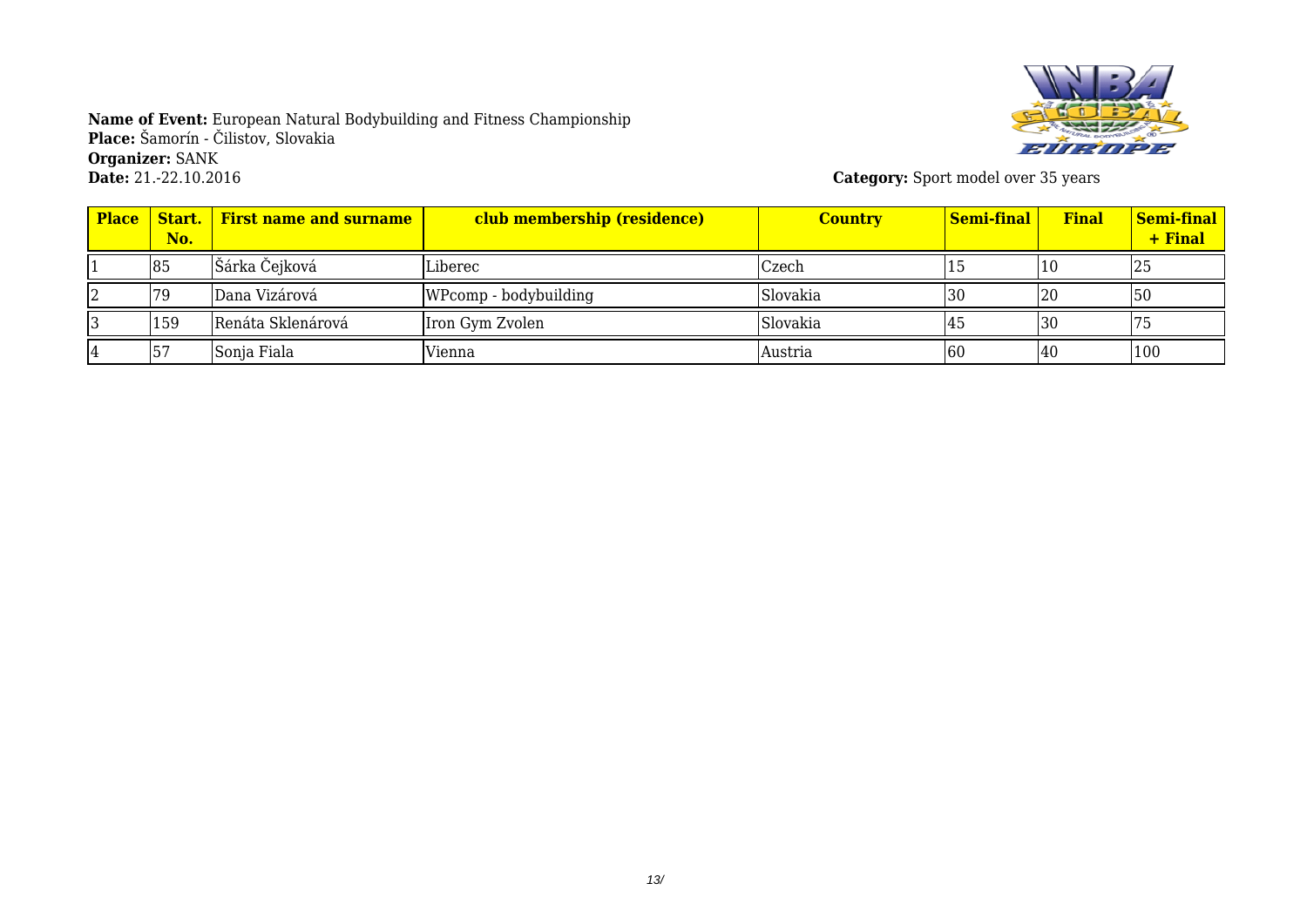**Name of Event:** European Natural Bodybuilding and Fitness Championship
**Place:** Šamorín - Čilistov, Slovakia
**Organizer:** SANK
**Date:** 21.-22.10.2016

**Category:** Sport model over 35 years

| Place | Start. No. | First name and surname | club membership (residence) | Country | Semi-final | Final | Semi-final + Final |
|---|---|---|---|---|---|---|---|
| 1 | 85 | Šárka Čejková | Liberec | Czech | 15 | 10 | 25 |
| 2 | 79 | Dana Vizárová | WPcomp - bodybuilding | Slovakia | 30 | 20 | 50 |
| 3 | 159 | Renáta Sklenárová | Iron Gym Zvolen | Slovakia | 45 | 30 | 75 |
| 4 | 57 | Sonja Fiala | Vienna | Austria | 60 | 40 | 100 |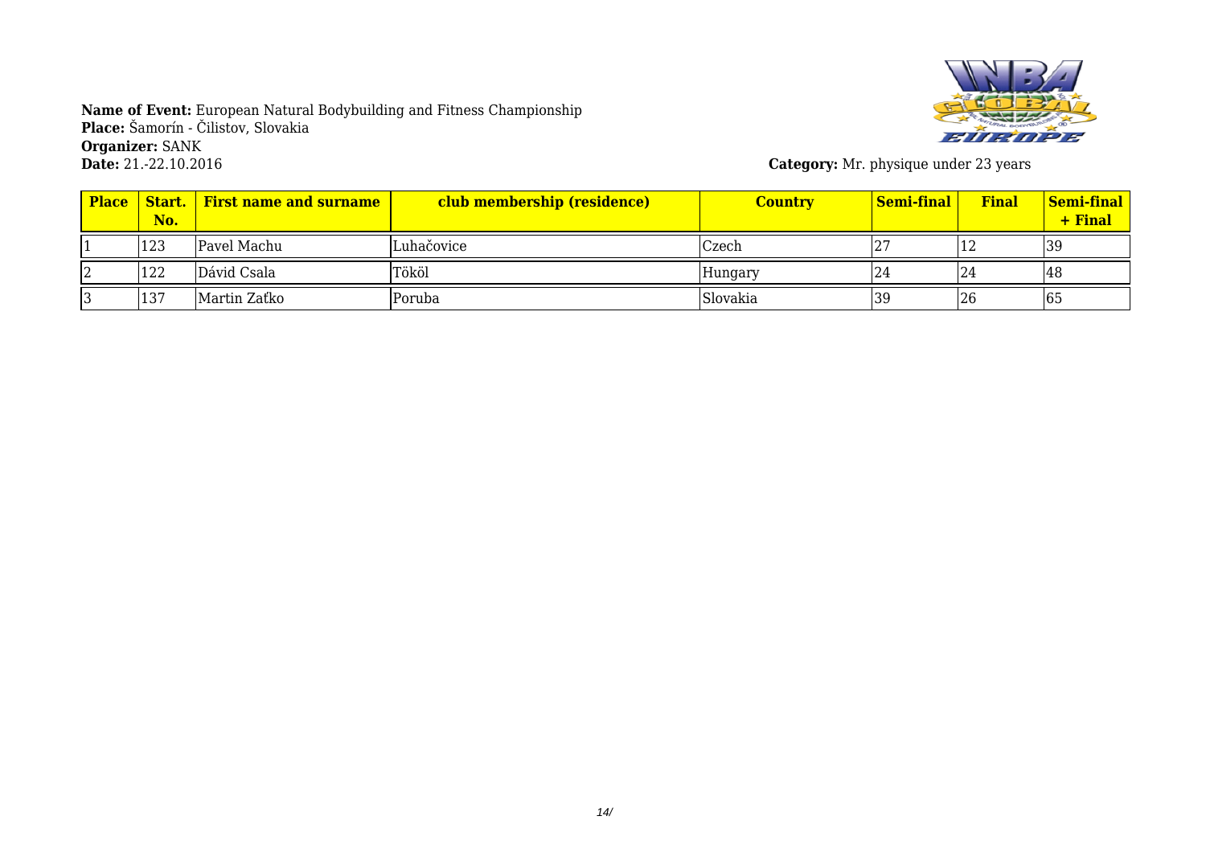**Name of Event:** European Natural Bodybuilding and Fitness Championship
**Place:** Šamorín - Čilistov, Slovakia
**Organizer:** SANK
**Date:** 21.-22.10.2016

**Category:** Mr. physique under 23 years

| Place | Start. No. | First name and surname | club membership (residence) | Country | Semi-final | Final | Semi-final + Final |
|---|---|---|---|---|---|---|---|
| 1 | 123 | Pavel Machu | Luhačovice | Czech | 27 | 12 | 39 |
| 2 | 122 | Dávid Csala | Tököl | Hungary | 24 | 24 | 48 |
| 3 | 137 | Martin Zaťko | Poruba | Slovakia | 39 | 26 | 65 |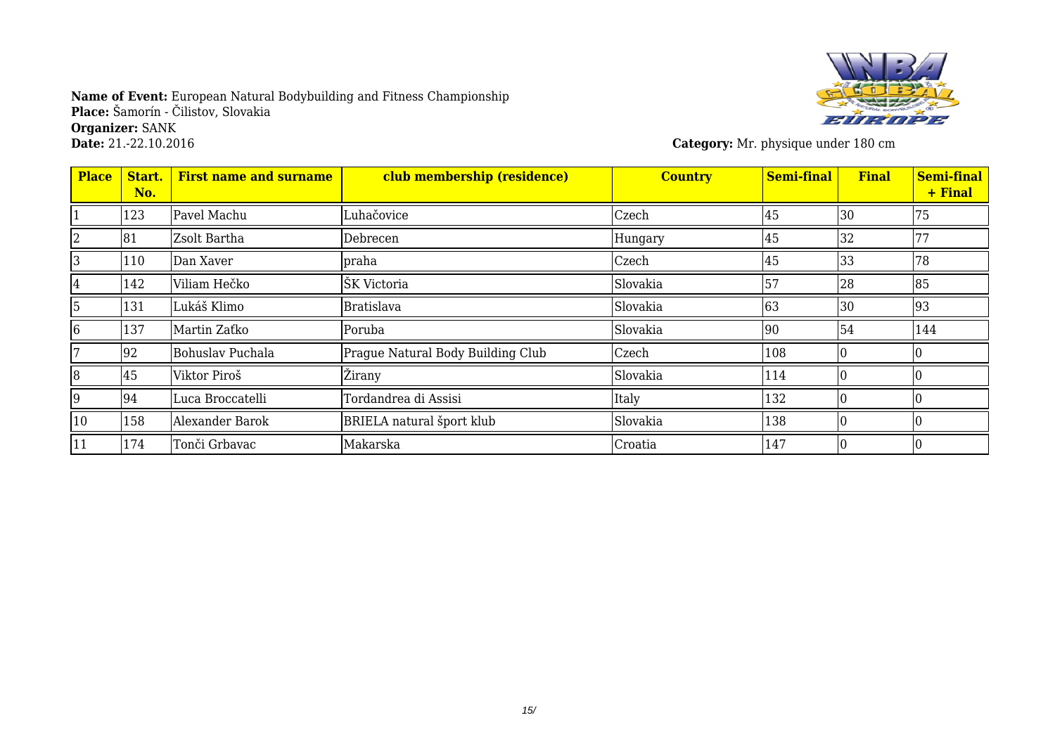**Name of Event:** European Natural Bodybuilding and Fitness Championship
**Place:** Šamorín - Čilistov, Slovakia
**Organizer:** SANK
**Date:** 21.-22.10.2016

**Category:** Mr. physique under 180 cm

| Place | Start. No. | First name and surname | club membership (residence) | Country | Semi-final | Final | Semi-final + Final |
|---|---|---|---|---|---|---|---|
| 1 | 123 | Pavel Machu | Luhačovice | Czech | 45 | 30 | 75 |
| 2 | 81 | Zsolt Bartha | Debrecen | Hungary | 45 | 32 | 77 |
| 3 | 110 | Dan Xaver | praha | Czech | 45 | 33 | 78 |
| 4 | 142 | Viliam Hečko | ŠK Victoria | Slovakia | 57 | 28 | 85 |
| 5 | 131 | Lukáš Klimo | Bratislava | Slovakia | 63 | 30 | 93 |
| 6 | 137 | Martin Zaťko | Poruba | Slovakia | 90 | 54 | 144 |
| 7 | 92 | Bohuslav Puchala | Prague Natural Body Building Club | Czech | 108 | 0 | 0 |
| 8 | 45 | Viktor Piroš | Žirany | Slovakia | 114 | 0 | 0 |
| 9 | 94 | Luca Broccatelli | Tordandrea di Assisi | Italy | 132 | 0 | 0 |
| 10 | 158 | Alexander Barok | BRIELA natural šport klub | Slovakia | 138 | 0 | 0 |
| 11 | 174 | Tonči Grbavac | Makarska | Croatia | 147 | 0 | 0 |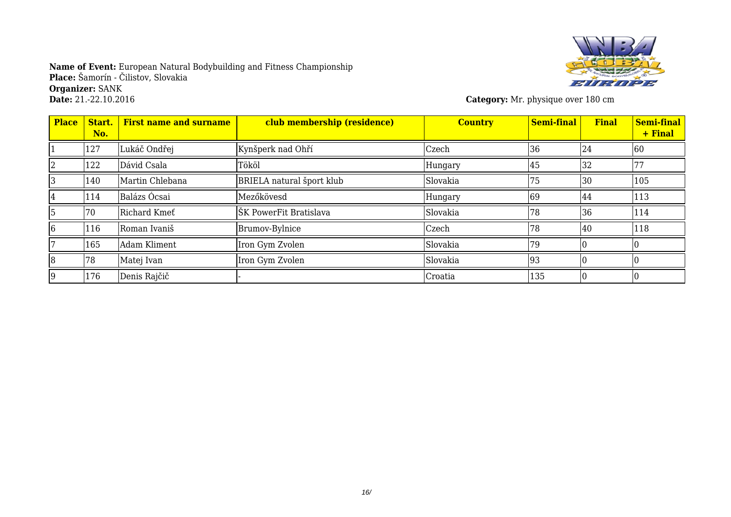**Name of Event:** European Natural Bodybuilding and Fitness Championship
**Place:** Šamorín - Čilistov, Slovakia
**Organizer:** SANK
**Date:** 21.-22.10.2016

**Category:** Mr. physique over 180 cm

| Place | Start. No. | First name and surname | club membership (residence) | Country | Semi-final | Final | Semi-final + Final |
|---|---|---|---|---|---|---|---|
| 1 | 127 | Lukáč Ondřej | Kynšperk nad Ohří | Czech | 36 | 24 | 60 |
| 2 | 122 | Dávid Csala | Tököl | Hungary | 45 | 32 | 77 |
| 3 | 140 | Martin Chlebana | BRIELA natural šport klub | Slovakia | 75 | 30 | 105 |
| 4 | 114 | Balázs Ócsai | Mezőkövesd | Hungary | 69 | 44 | 113 |
| 5 | 70 | Richard Kmeť | ŠK PowerFit Bratislava | Slovakia | 78 | 36 | 114 |
| 6 | 116 | Roman Ivaniš | Brumov-Bylnice | Czech | 78 | 40 | 118 |
| 7 | 165 | Adam Kliment | Iron Gym Zvolen | Slovakia | 79 | 0 | 0 |
| 8 | 78 | Matej Ivan | Iron Gym Zvolen | Slovakia | 93 | 0 | 0 |
| 9 | 176 | Denis Rajčič | - | Croatia | 135 | 0 | 0 |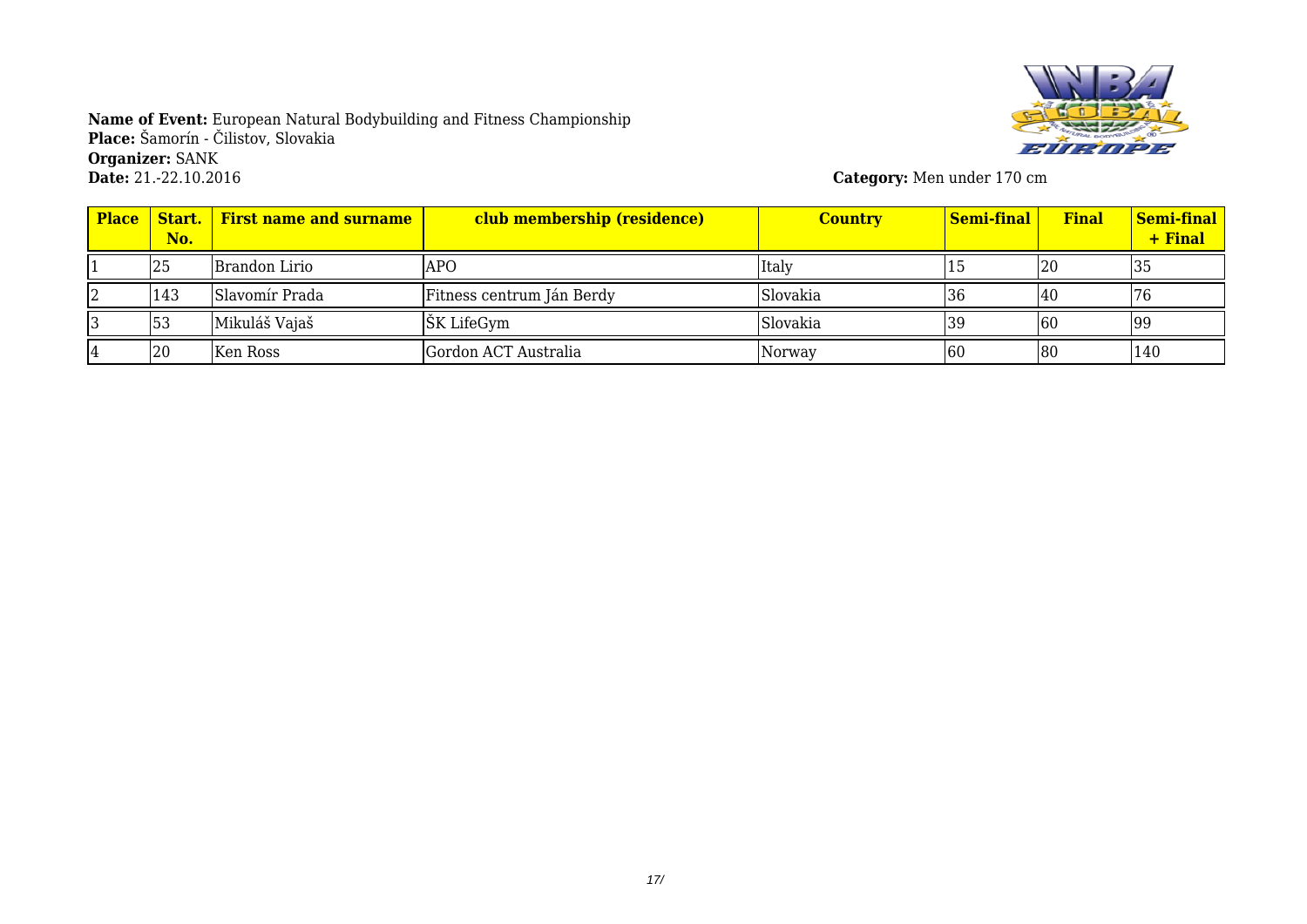**Name of Event:** European Natural Bodybuilding and Fitness Championship
**Place:** Šamorín - Čilistov, Slovakia
**Organizer:** SANK
**Date:** 21.-22.10.2016

**Category:** Men under 170 cm

| Place | Start. No. | First name and surname | club membership (residence) | Country | Semi-final | Final | Semi-final + Final |
|---|---|---|---|---|---|---|---|
| 1 | 25 | Brandon Lirio | APO | Italy | 15 | 20 | 35 |
| 2 | 143 | Slavomír Prada | Fitness centrum Ján Berdy | Slovakia | 36 | 40 | 76 |
| 3 | 53 | Mikuláš Vajaš | ŠK LifeGym | Slovakia | 39 | 60 | 99 |
| 4 | 20 | Ken Ross | Gordon ACT Australia | Norway | 60 | 80 | 140 |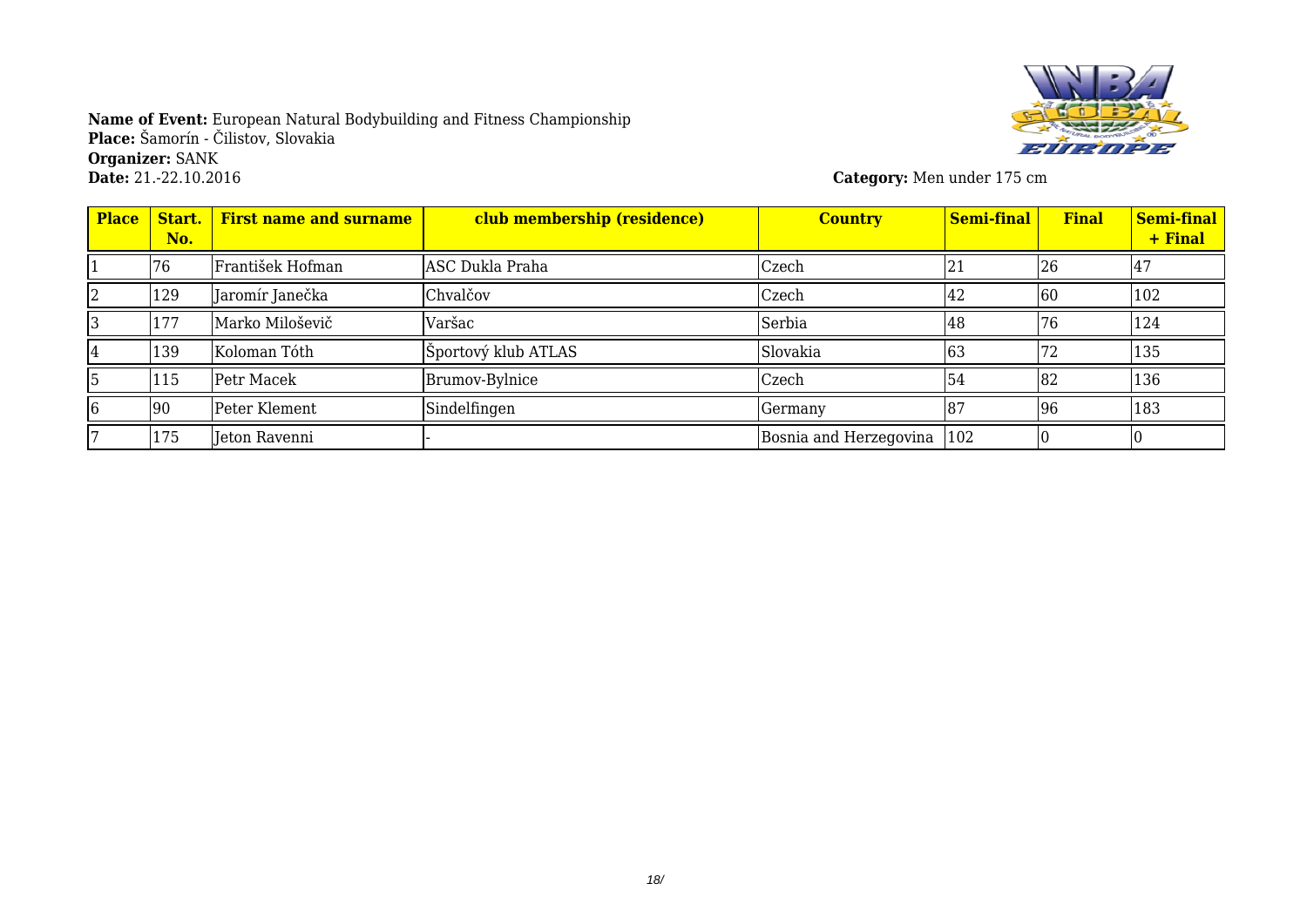**Name of Event:** European Natural Bodybuilding and Fitness Championship
**Place:** Šamorín - Čilistov, Slovakia
**Organizer:** SANK
**Date:** 21.-22.10.2016

**Category:** Men under 175 cm

| Place | Start. No. | First name and surname | club membership (residence) | Country | Semi-final | Final | Semi-final + Final |
|---|---|---|---|---|---|---|---|
| 1 | 76 | František Hofman | ASC Dukla Praha | Czech | 21 | 26 | 47 |
| 2 | 129 | Jaromír Janečka | Chvalčov | Czech | 42 | 60 | 102 |
| 3 | 177 | Marko Miloševič | Varšac | Serbia | 48 | 76 | 124 |
| 4 | 139 | Koloman Tóth | Športový klub ATLAS | Slovakia | 63 | 72 | 135 |
| 5 | 115 | Petr Macek | Brumov-Bylnice | Czech | 54 | 82 | 136 |
| 6 | 90 | Peter Klement | Sindelfingen | Germany | 87 | 96 | 183 |
| 7 | 175 | Jeton Ravenni | - | Bosnia and Herzegovina | 102 | 0 | 0 |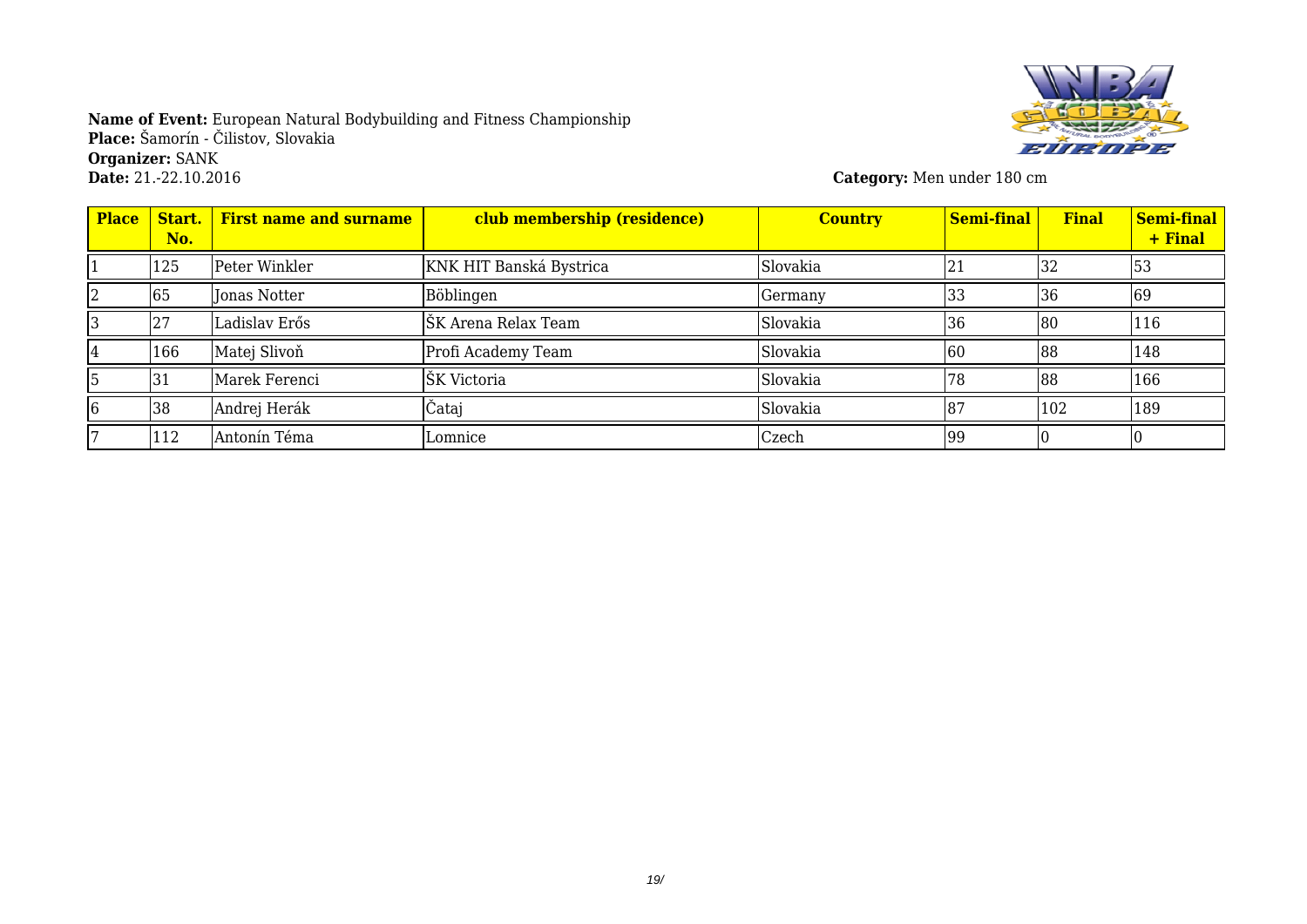**Name of Event:** European Natural Bodybuilding and Fitness Championship
**Place:** Šamorín - Čilistov, Slovakia
**Organizer:** SANK
**Date:** 21.-22.10.2016

**Category:** Men under 180 cm

| Place | Start. No. | First name and surname | club membership (residence) | Country | Semi-final | Final | Semi-final + Final |
|---|---|---|---|---|---|---|---|
| 1 | 125 | Peter Winkler | KNK HIT Banská Bystrica | Slovakia | 21 | 32 | 53 |
| 2 | 65 | Jonas Notter | Böblingen | Germany | 33 | 36 | 69 |
| 3 | 27 | Ladislav Erős | ŠK Arena Relax Team | Slovakia | 36 | 80 | 116 |
| 4 | 166 | Matej Slivoň | Profi Academy Team | Slovakia | 60 | 88 | 148 |
| 5 | 31 | Marek Ferenci | ŠK Victoria | Slovakia | 78 | 88 | 166 |
| 6 | 38 | Andrej Herák | Čataj | Slovakia | 87 | 102 | 189 |
| 7 | 112 | Antonín Téma | Lomnice | Czech | 99 | 0 | 0 |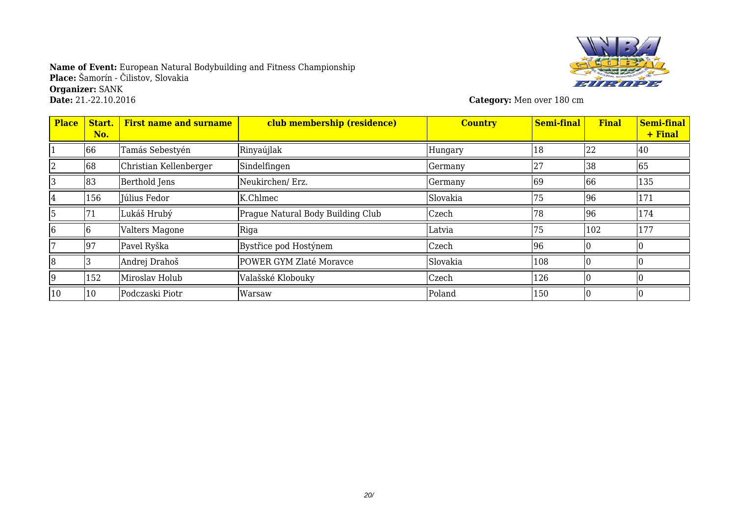**Name of Event:** European Natural Bodybuilding and Fitness Championship
**Place:** Šamorín - Čilistov, Slovakia
**Organizer:** SANK
**Date:** 21.-22.10.2016

**Category:** Men over 180 cm

| Place | Start. No. | First name and surname | club membership (residence) | Country | Semi-final | Final | Semi-final + Final |
|---|---|---|---|---|---|---|---|
| 1 | 66 | Tamás Sebestyén | Rinyaújlak | Hungary | 18 | 22 | 40 |
| 2 | 68 | Christian Kellenberger | Sindelfingen | Germany | 27 | 38 | 65 |
| 3 | 83 | Berthold Jens | Neukirchen/ Erz. | Germany | 69 | 66 | 135 |
| 4 | 156 | Július Fedor | K.Chlmec | Slovakia | 75 | 96 | 171 |
| 5 | 71 | Lukáš Hrubý | Prague Natural Body Building Club | Czech | 78 | 96 | 174 |
| 6 | 6 | Valters Magone | Riga | Latvia | 75 | 102 | 177 |
| 7 | 97 | Pavel Ryška | Bystřice pod Hostýnem | Czech | 96 | 0 | 0 |
| 8 | 3 | Andrej Drahoš | POWER GYM Zlaté Moravce | Slovakia | 108 | 0 | 0 |
| 9 | 152 | Miroslav Holub | Valašské Klobouky | Czech | 126 | 0 | 0 |
| 10 | 10 | Podczaski Piotr | Warsaw | Poland | 150 | 0 | 0 |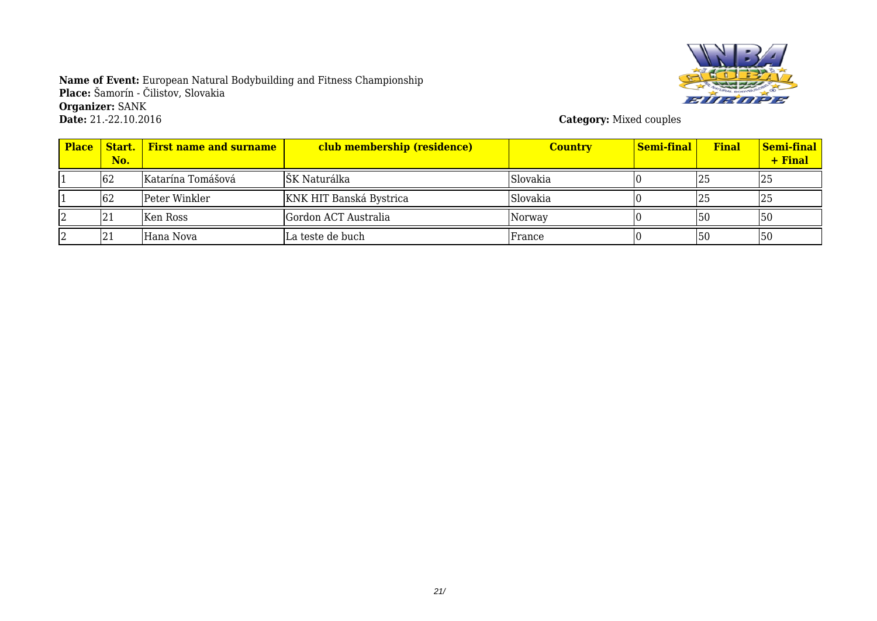**Name of Event:** European Natural Bodybuilding and Fitness Championship
**Place:** Šamorín - Čilistov, Slovakia
**Organizer:** SANK
**Date:** 21.-22.10.2016

**Category:** Mixed couples

| Place | Start. No. | First name and surname | club membership (residence) | Country | Semi-final | Final | Semi-final + Final |
|---|---|---|---|---|---|---|---|
| 1 | 62 | Katarína Tomášová | ŠK Naturálka | Slovakia | 0 | 25 | 25 |
| 1 | 62 | Peter Winkler | KNK HIT Banská Bystrica | Slovakia | 0 | 25 | 25 |
| 2 | 21 | Ken Ross | Gordon ACT Australia | Norway | 0 | 50 | 50 |
| 2 | 21 | Hana Nova | La teste de buch | France | 0 | 50 | 50 |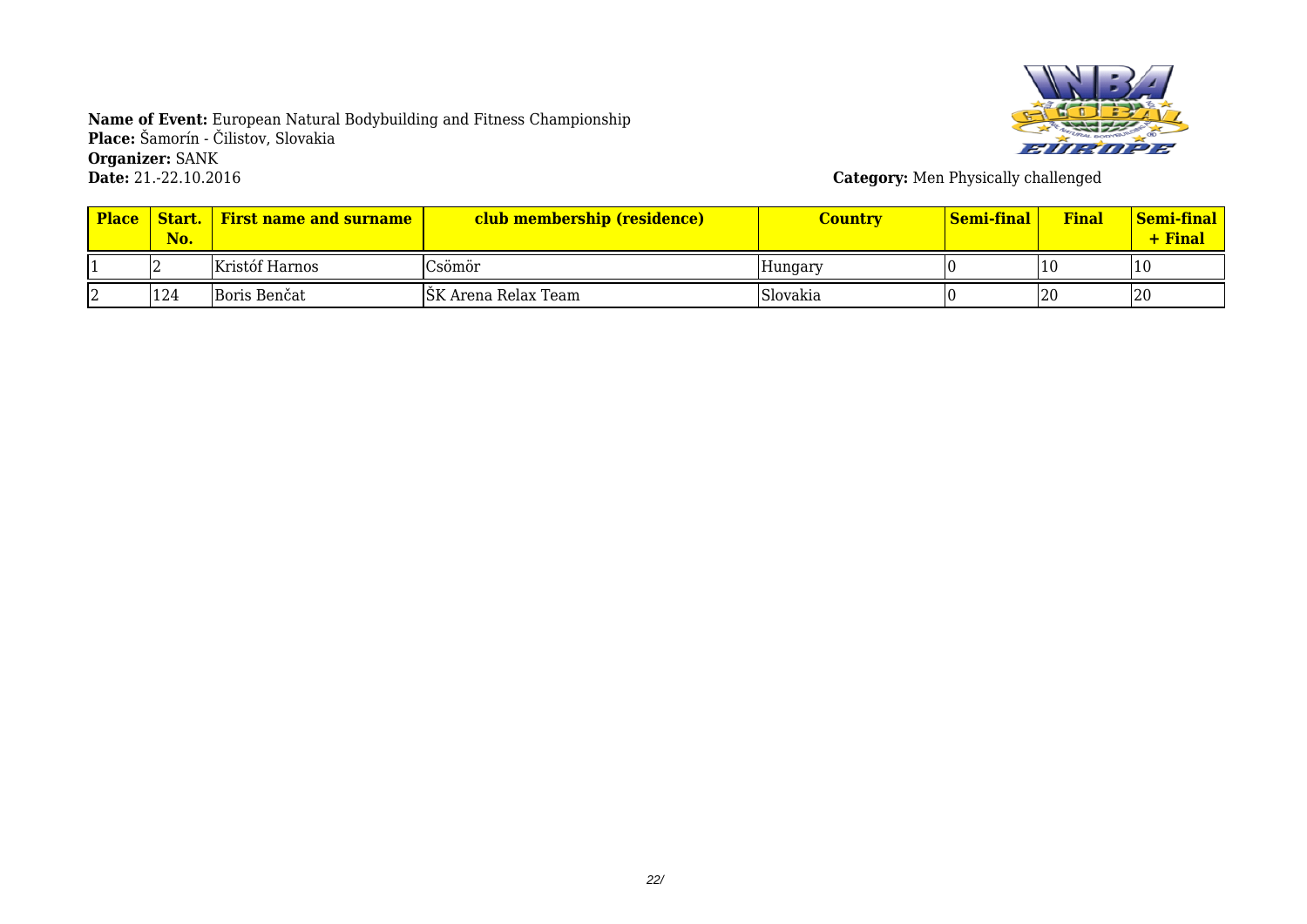**Name of Event:** European Natural Bodybuilding and Fitness Championship
**Place:** Šamorín - Čilistov, Slovakia
**Organizer:** SANK
**Date:** 21.-22.10.2016

**Category:** Men Physically challenged

| Place | Start. No. | First name and surname | club membership (residence) | Country | Semi-final | Final | Semi-final + Final |
|---|---|---|---|---|---|---|---|
| 1 | 2 | Kristóf Harnos | Csömör | Hungary | 0 | 10 | 10 |
| 2 | 124 | Boris Benčat | ŠK Arena Relax Team | Slovakia | 0 | 20 | 20 |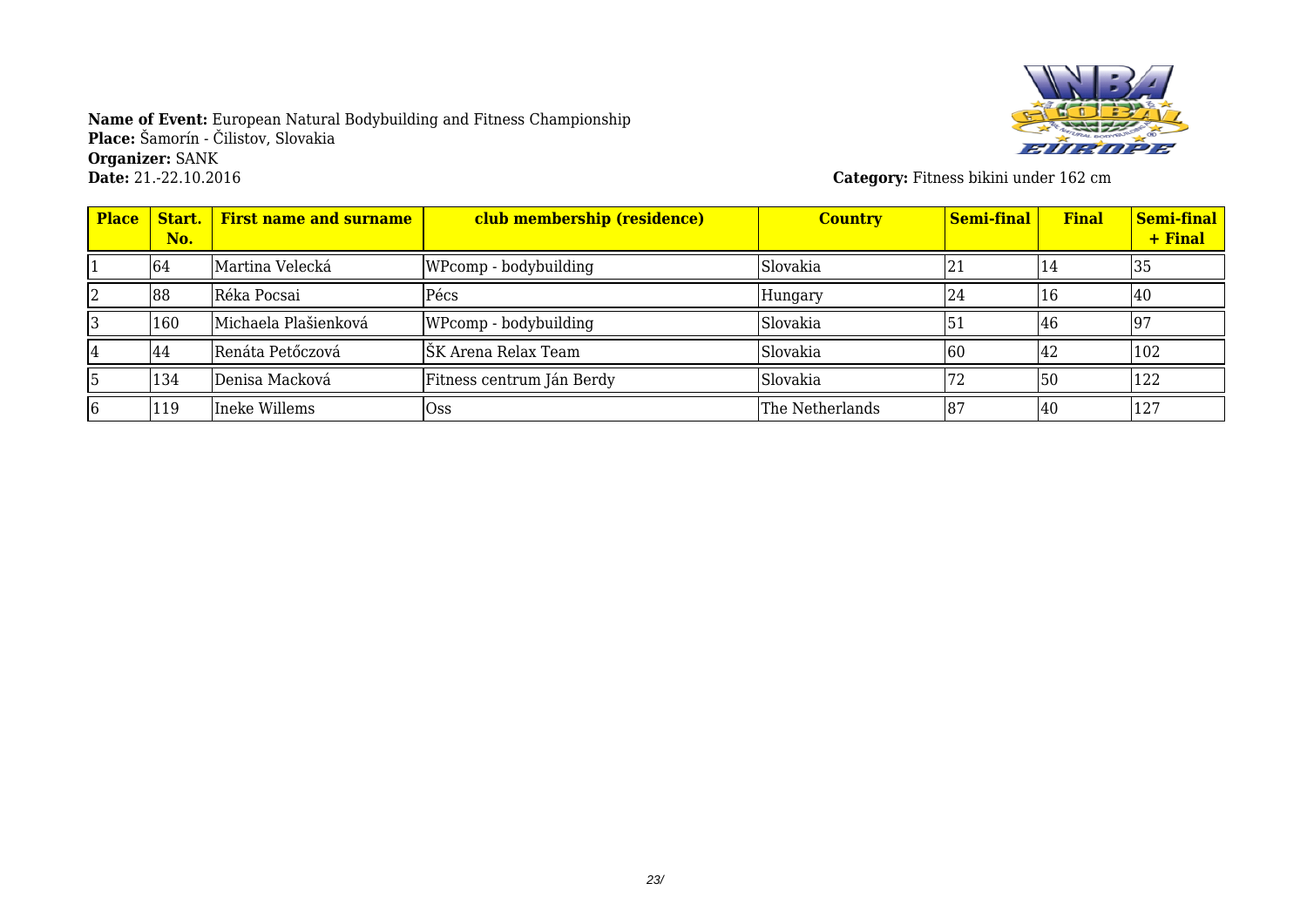**Name of Event:** European Natural Bodybuilding and Fitness Championship
**Place:** Šamorín - Čilistov, Slovakia
**Organizer:** SANK
**Date:** 21.-22.10.2016

**Category:** Fitness bikini under 162 cm

| Place | Start. No. | First name and surname | club membership (residence) | Country | Semi-final | Final | Semi-final + Final |
|---|---|---|---|---|---|---|---|
| 1 | 64 | Martina Velecká | WPcomp - bodybuilding | Slovakia | 21 | 14 | 35 |
| 2 | 88 | Réka Pocsai | Pécs | Hungary | 24 | 16 | 40 |
| 3 | 160 | Michaela Plašienková | WPcomp - bodybuilding | Slovakia | 51 | 46 | 97 |
| 4 | 44 | Renáta Petőczová | ŠK Arena Relax Team | Slovakia | 60 | 42 | 102 |
| 5 | 134 | Denisa Macková | Fitness centrum Ján Berdy | Slovakia | 72 | 50 | 122 |
| 6 | 119 | Ineke Willems | Oss | The Netherlands | 87 | 40 | 127 |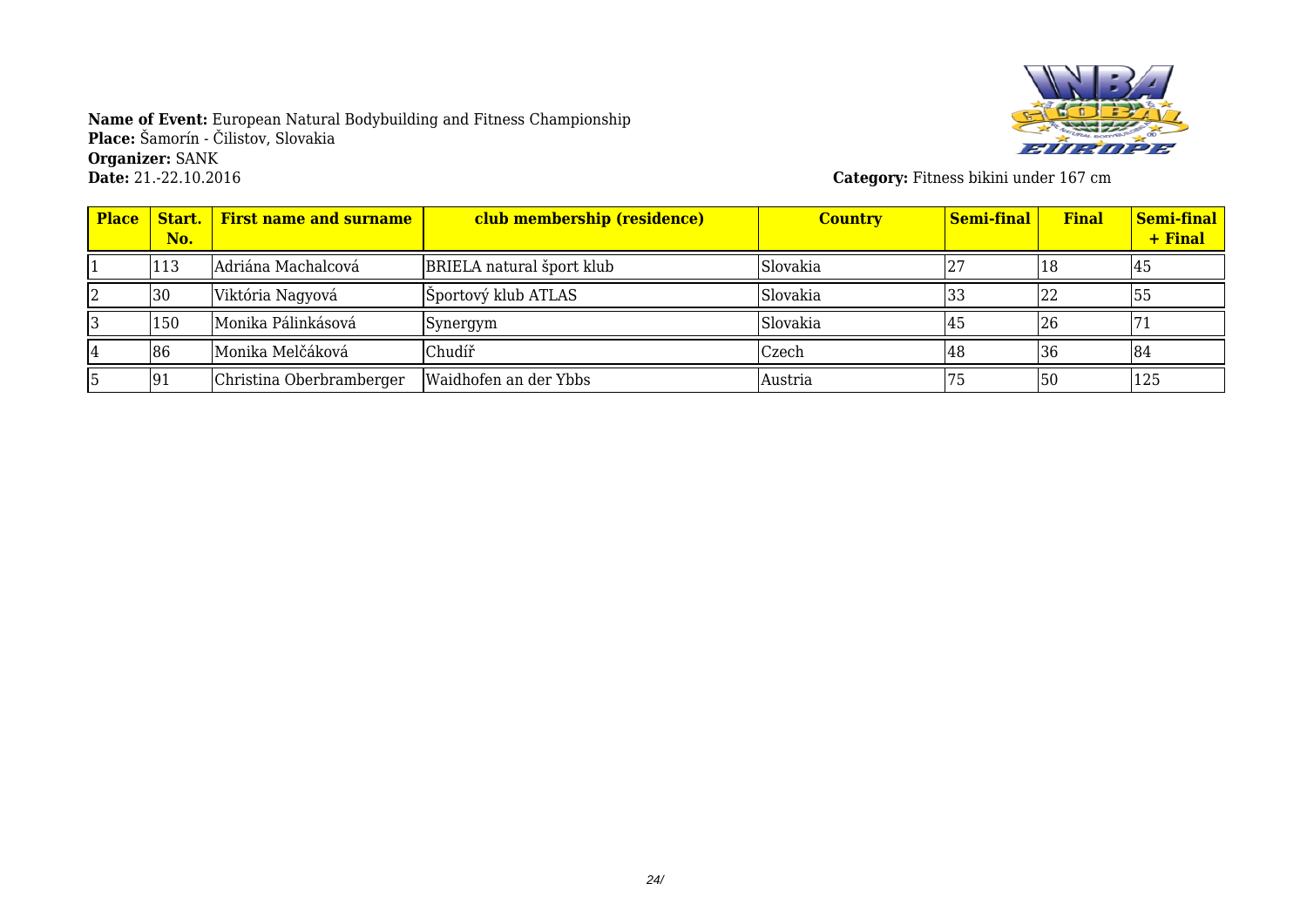**Name of Event:** European Natural Bodybuilding and Fitness Championship
**Place:** Šamorín - Čilistov, Slovakia
**Organizer:** SANK
**Date:** 21.-22.10.2016

**Category:** Fitness bikini under 167 cm

| Place | Start. No. | First name and surname | club membership (residence) | Country | Semi-final | Final | Semi-final + Final |
|---|---|---|---|---|---|---|---|
| 1 | 113 | Adriána Machalcová | BRIELA natural šport klub | Slovakia | 27 | 18 | 45 |
| 2 | 30 | Viktória Nagyová | Športový klub ATLAS | Slovakia | 33 | 22 | 55 |
| 3 | 150 | Monika Pálinkásová | Synergym | Slovakia | 45 | 26 | 71 |
| 4 | 86 | Monika Melčáková | Chudíř | Czech | 48 | 36 | 84 |
| 5 | 91 | Christina Oberbramberger | Waidhofen an der Ybbs | Austria | 75 | 50 | 125 |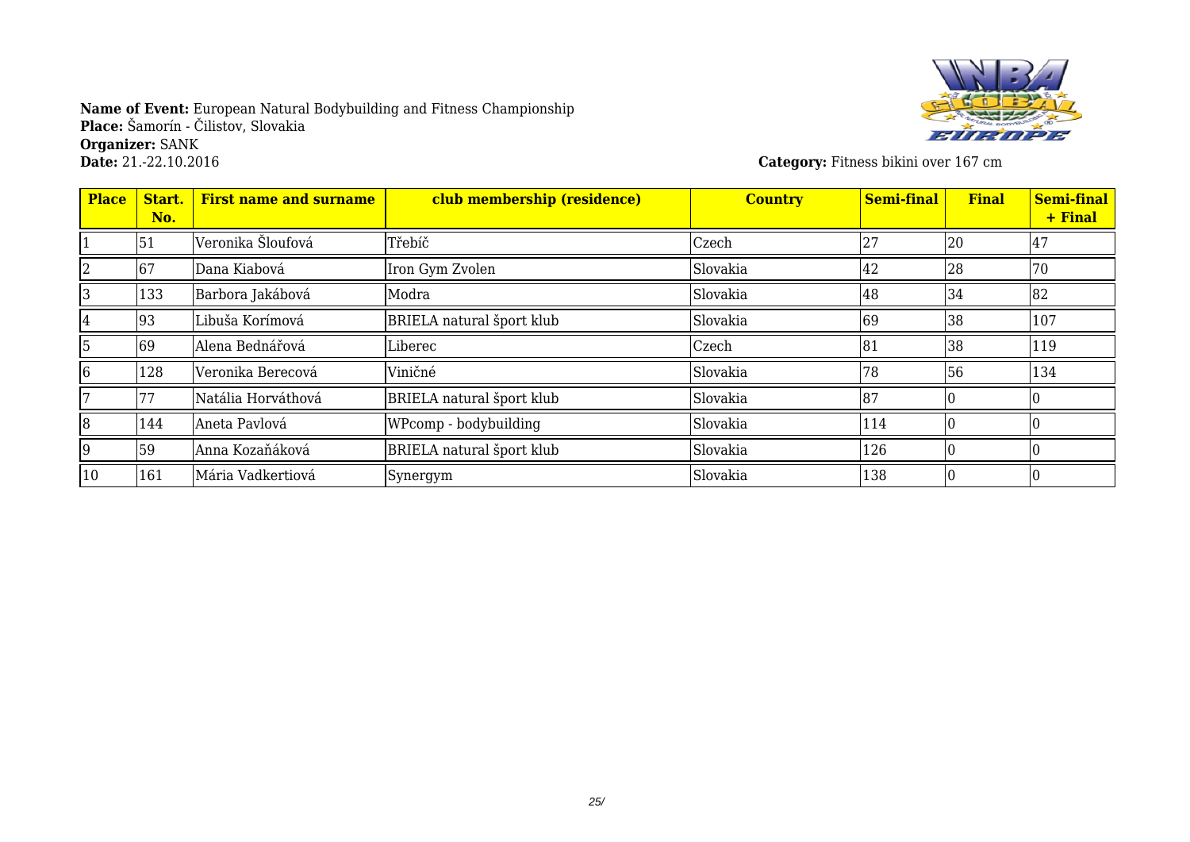**Name of Event:** European Natural Bodybuilding and Fitness Championship
**Place:** Šamorín - Čilistov, Slovakia
**Organizer:** SANK
**Date:** 21.-22.10.2016

**Category:** Fitness bikini over 167 cm

| Place | Start. No. | First name and surname | club membership (residence) | Country | Semi-final | Final | Semi-final + Final |
|---|---|---|---|---|---|---|---|
| 1 | 51 | Veronika Šloufová | Třebíč | Czech | 27 | 20 | 47 |
| 2 | 67 | Dana Kiabová | Iron Gym Zvolen | Slovakia | 42 | 28 | 70 |
| 3 | 133 | Barbora Jakábová | Modra | Slovakia | 48 | 34 | 82 |
| 4 | 93 | Libuša Korímová | BRIELA natural šport klub | Slovakia | 69 | 38 | 107 |
| 5 | 69 | Alena Bednářová | Liberec | Czech | 81 | 38 | 119 |
| 6 | 128 | Veronika Berecová | Viničné | Slovakia | 78 | 56 | 134 |
| 7 | 77 | Natália Horváthová | BRIELA natural šport klub | Slovakia | 87 | 0 | 0 |
| 8 | 144 | Aneta Pavlová | WPcomp - bodybuilding | Slovakia | 114 | 0 | 0 |
| 9 | 59 | Anna Kozaňáková | BRIELA natural šport klub | Slovakia | 126 | 0 | 0 |
| 10 | 161 | Mária Vadkertiová | Synergym | Slovakia | 138 | 0 | 0 |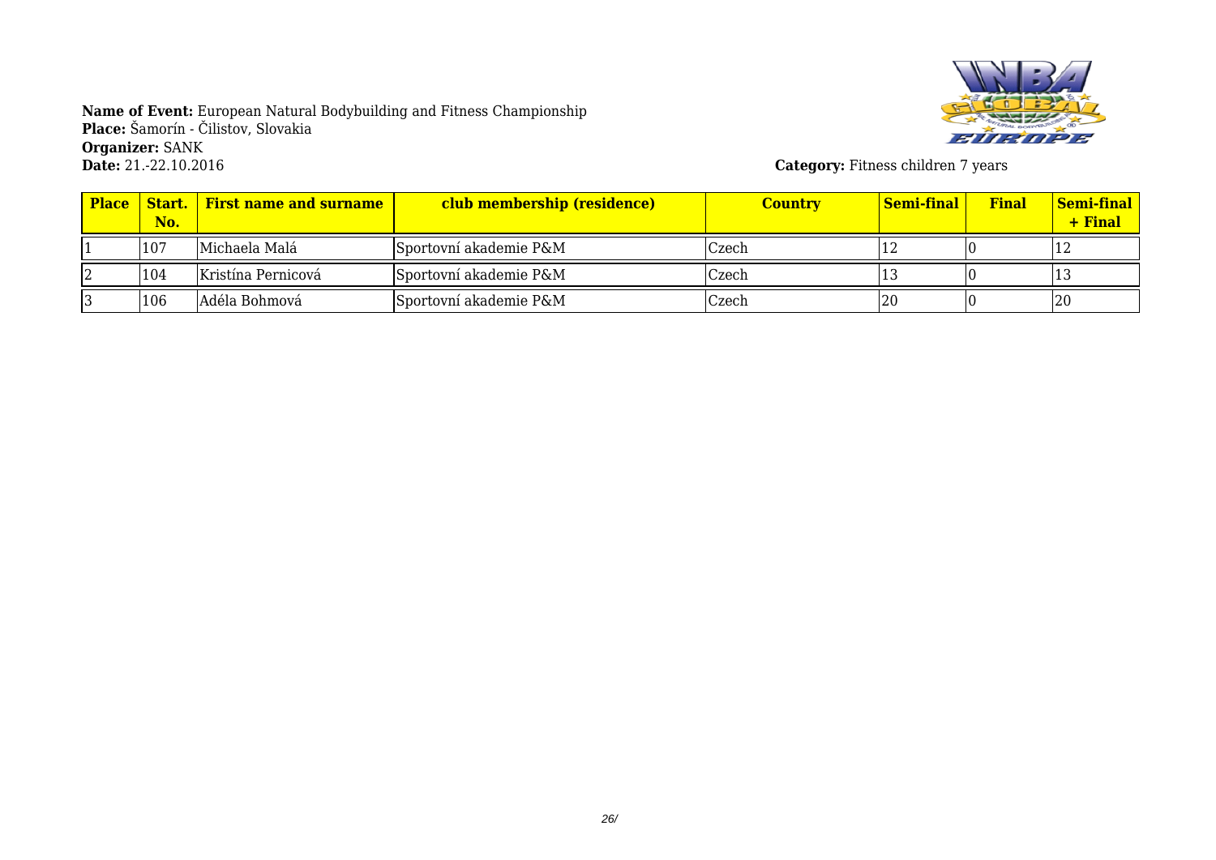**Name of Event:** European Natural Bodybuilding and Fitness Championship
**Place:** Šamorín - Čilistov, Slovakia
**Organizer:** SANK
**Date:** 21.-22.10.2016

**Category:** Fitness children 7 years

| Place | Start. No. | First name and surname | club membership (residence) | Country | Semi-final | Final | Semi-final + Final |
|---|---|---|---|---|---|---|---|
| 1 | 107 | Michaela Malá | Sportovní akademie P&M | Czech | 12 | 0 | 12 |
| 2 | 104 | Kristína Pernicová | Sportovní akademie P&M | Czech | 13 | 0 | 13 |
| 3 | 106 | Adéla Bohmová | Sportovní akademie P&M | Czech | 20 | 0 | 20 |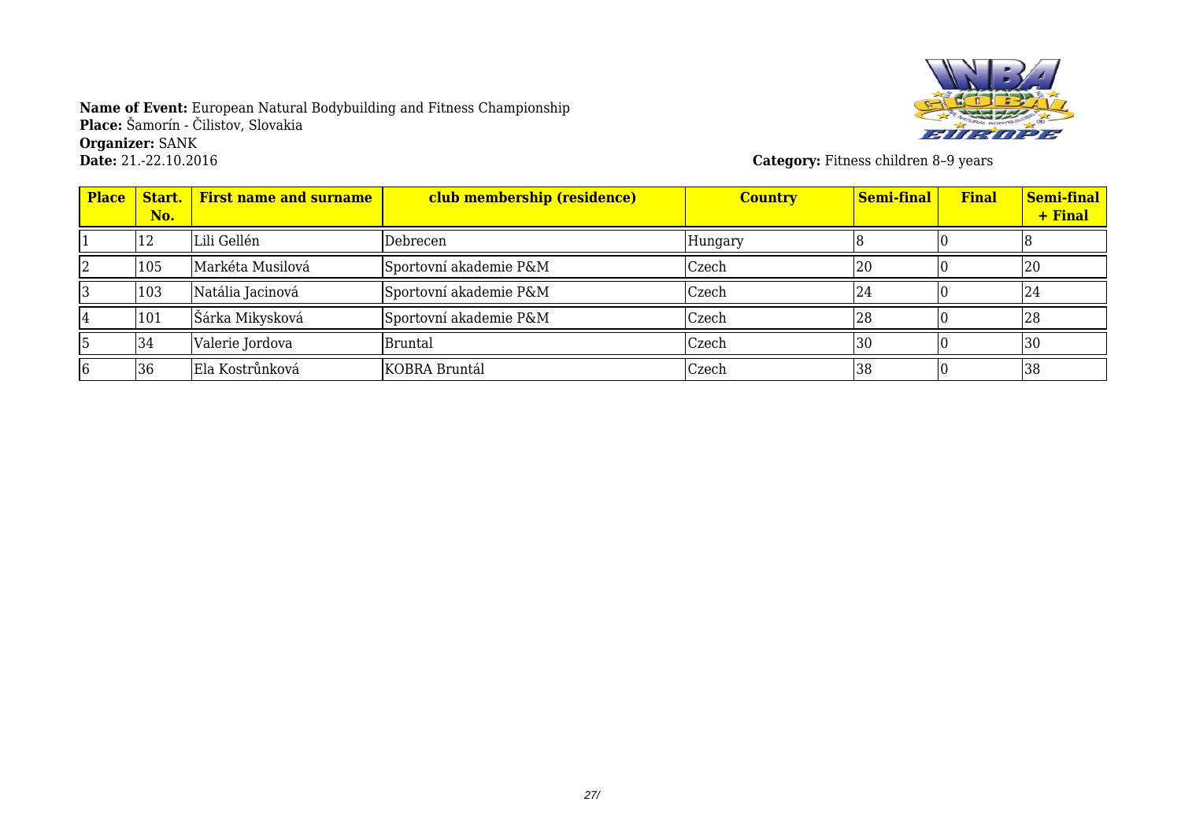**Name of Event:** European Natural Bodybuilding and Fitness Championship
**Place:** Šamorín - Čilistov, Slovakia
**Organizer:** SANK
**Date:** 21.-22.10.2016

**Category:** Fitness children 8–9 years

| Place | Start. No. | First name and surname | club membership (residence) | Country | Semi-final | Final | Semi-final + Final |
|---|---|---|---|---|---|---|---|
| 1 | 12 | Lili Gellén | Debrecen | Hungary | 8 | 0 | 8 |
| 2 | 105 | Markéta Musilová | Sportovní akademie P&M | Czech | 20 | 0 | 20 |
| 3 | 103 | Natália Jacinová | Sportovní akademie P&M | Czech | 24 | 0 | 24 |
| 4 | 101 | Šárka Mikysková | Sportovní akademie P&M | Czech | 28 | 0 | 28 |
| 5 | 34 | Valerie Jordova | Bruntal | Czech | 30 | 0 | 30 |
| 6 | 36 | Ela Kostrůnková | KOBRA Bruntál | Czech | 38 | 0 | 38 |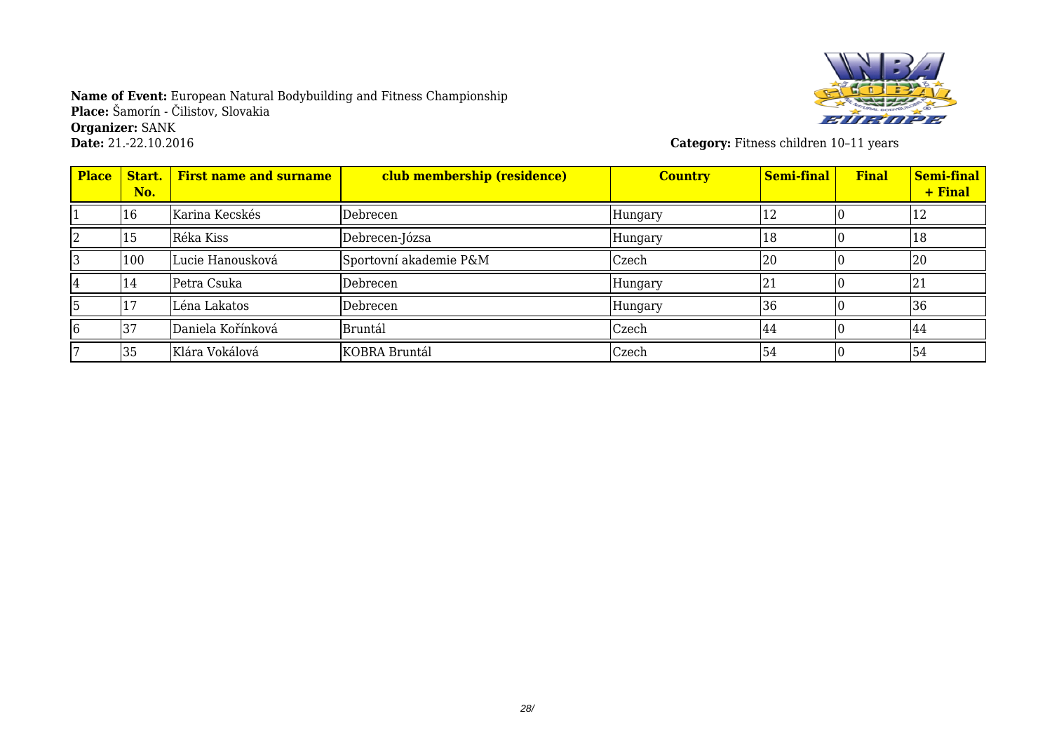**Name of Event:** European Natural Bodybuilding and Fitness Championship
**Place:** Šamorín - Čilistov, Slovakia
**Organizer:** SANK
**Date:** 21.-22.10.2016

**Category:** Fitness children 10–11 years

| Place | Start. No. | First name and surname | club membership (residence) | Country | Semi-final | Final | Semi-final + Final |
|---|---|---|---|---|---|---|---|
| 1 | 16 | Karina Kecskés | Debrecen | Hungary | 12 | 0 | 12 |
| 2 | 15 | Réka Kiss | Debrecen-Józsa | Hungary | 18 | 0 | 18 |
| 3 | 100 | Lucie Hanousková | Sportovní akademie P&M | Czech | 20 | 0 | 20 |
| 4 | 14 | Petra Csuka | Debrecen | Hungary | 21 | 0 | 21 |
| 5 | 17 | Léna Lakatos | Debrecen | Hungary | 36 | 0 | 36 |
| 6 | 37 | Daniela Kořínková | Bruntál | Czech | 44 | 0 | 44 |
| 7 | 35 | Klára Vokálová | KOBRA Bruntál | Czech | 54 | 0 | 54 |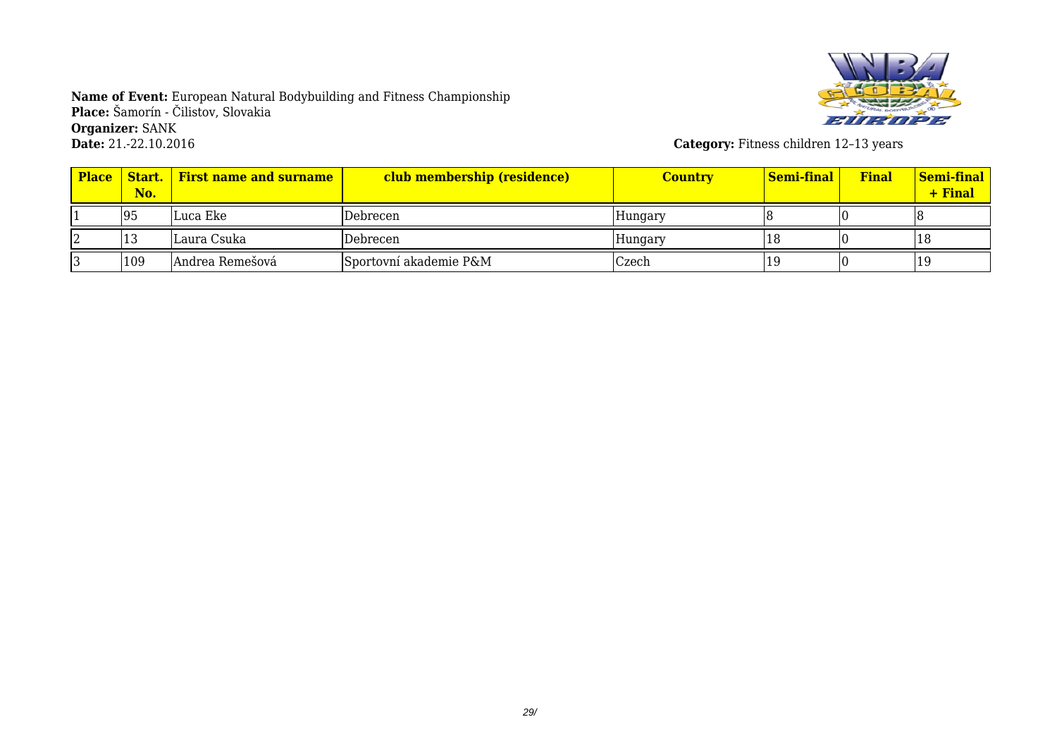**Name of Event:** European Natural Bodybuilding and Fitness Championship
**Place:** Šamorín - Čilistov, Slovakia
**Organizer:** SANK
**Date:** 21.-22.10.2016

**Category:** Fitness children 12–13 years

| Place | Start. No. | First name and surname | club membership (residence) | Country | Semi-final | Final | Semi-final + Final |
|---|---|---|---|---|---|---|---|
| 1 | 95 | Luca Eke | Debrecen | Hungary | 8 | 0 | 8 |
| 2 | 13 | Laura Csuka | Debrecen | Hungary | 18 | 0 | 18 |
| 3 | 109 | Andrea Remešová | Sportovní akademie P&M | Czech | 19 | 0 | 19 |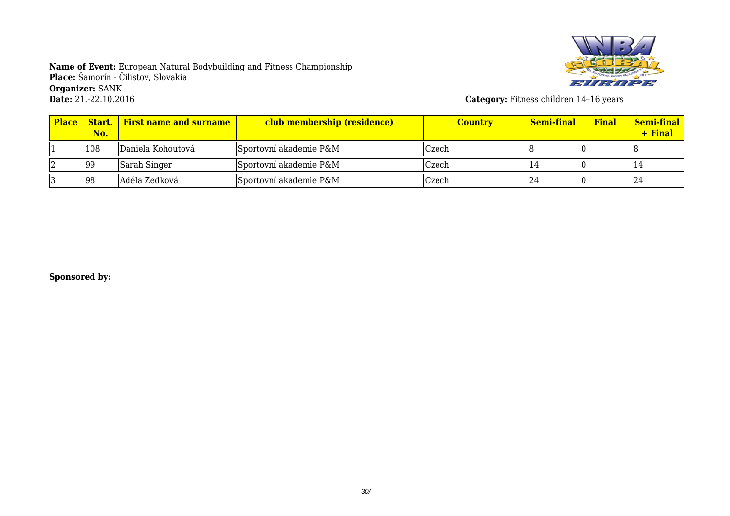**Name of Event:** European Natural Bodybuilding and Fitness Championship
**Place:** Šamorín - Čilistov, Slovakia
**Organizer:** SANK
**Date:** 21.-22.10.2016

**Category:** Fitness children 14–16 years

| Place | Start. No. | First name and surname | club membership (residence) | Country | Semi-final | Final | Semi-final + Final |
|---|---|---|---|---|---|---|---|
| 1 | 108 | Daniela Kohoutová | Sportovní akademie P&M | Czech | 8 | 0 | 8 |
| 2 | 99 | Sarah Singer | Sportovní akademie P&M | Czech | 14 | 0 | 14 |
| 3 | 98 | Adéla Zedková | Sportovní akademie P&M | Czech | 24 | 0 | 24 |

**Sponsored by:**